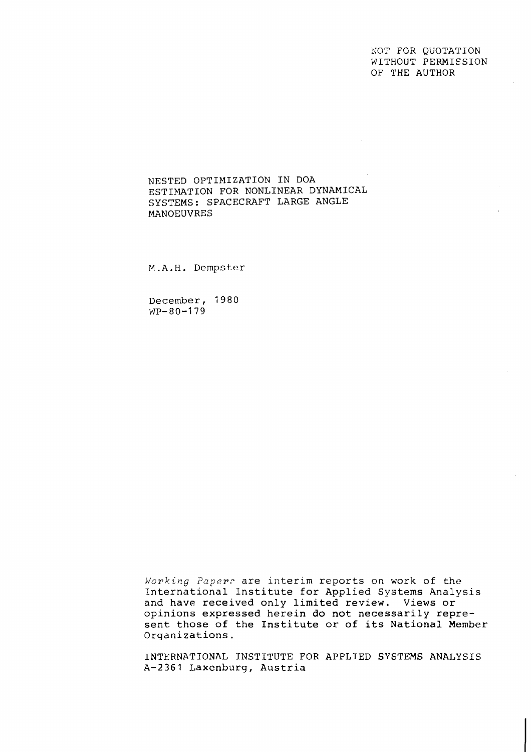NOT FOR QUOTATION
WITHOUT PERMISSION
OF THE AUTHOR

# NESTED OPTIMIZATION IN DOA ESTIMATION FOR NONLINEAR DYNAMICAL SYSTEMS: SPACECRAFT LARGE ANGLE MANOEUVRES

M.A.H. Dempster

December, 1980
WP-80-179

*Working Papers* are interim reports on work of the International Institute for Applied Systems Analysis and have received only limited review. Views or opinions expressed herein do not necessarily represent those of the Institute or of its National Member Organizations.

INTERNATIONAL INSTITUTE FOR APPLIED SYSTEMS ANALYSIS
A-2361 Laxenburg, Austria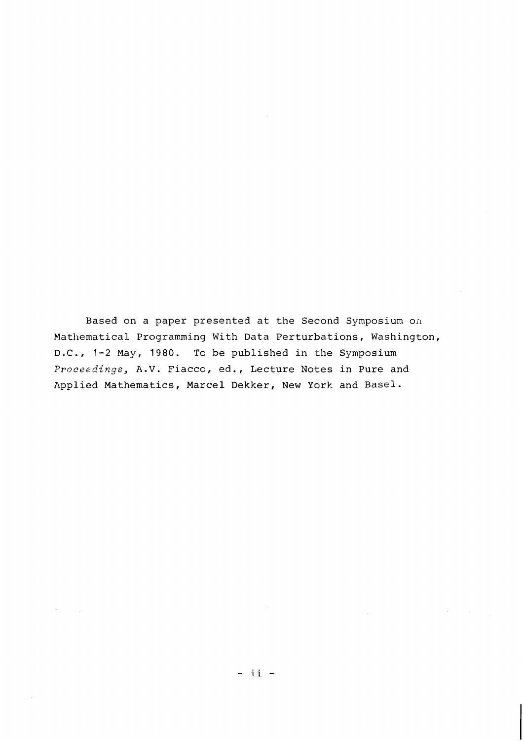Based on a paper presented at the Second Symposium on Mathematical Programming With Data Perturbations, Washington, D.C., 1-2 May, 1980. To be published in the Symposium *Proceedings*, A.V. Fiacco, ed., Lecture Notes in Pure and Applied Mathematics, Marcel Dekker, New York and Basel.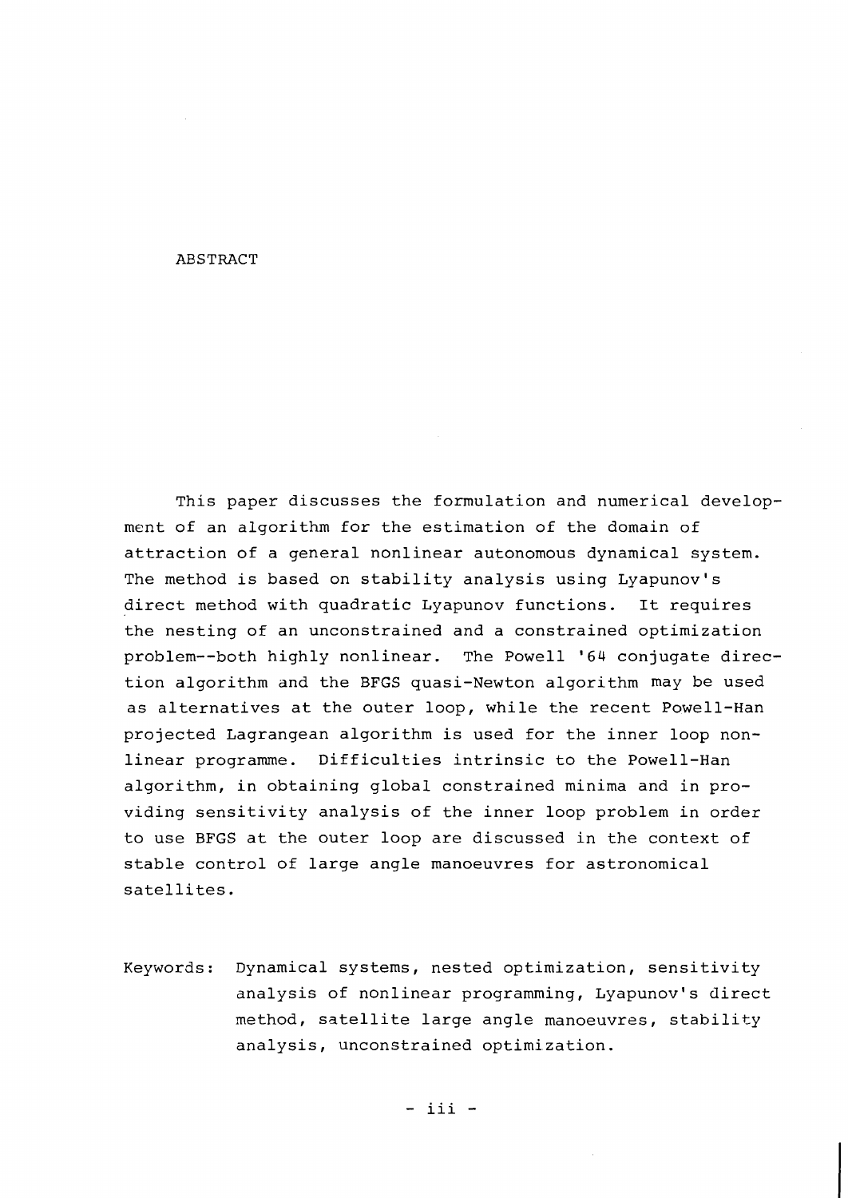# ABSTRACT

This paper discusses the formulation and numerical development of an algorithm for the estimation of the domain of attraction of a general nonlinear autonomous dynamical system. The method is based on stability analysis using Lyapunov's direct method with quadratic Lyapunov functions. It requires the nesting of an unconstrained and a constrained optimization problem--both highly nonlinear. The Powell '64 conjugate direction algorithm and the BFGS quasi-Newton algorithm may be used as alternatives at the outer loop, while the recent Powell-Han projected Lagrangean algorithm is used for the inner loop nonlinear programme. Difficulties intrinsic to the Powell-Han algorithm, in obtaining global constrained minima and in providing sensitivity analysis of the inner loop problem in order to use BFGS at the outer loop are discussed in the context of stable control of large angle manoeuvres for astronomical satellites.

Keywords: Dynamical systems, nested optimization, sensitivity analysis of nonlinear programming, Lyapunov's direct method, satellite large angle manoeuvres, stability analysis, unconstrained optimization.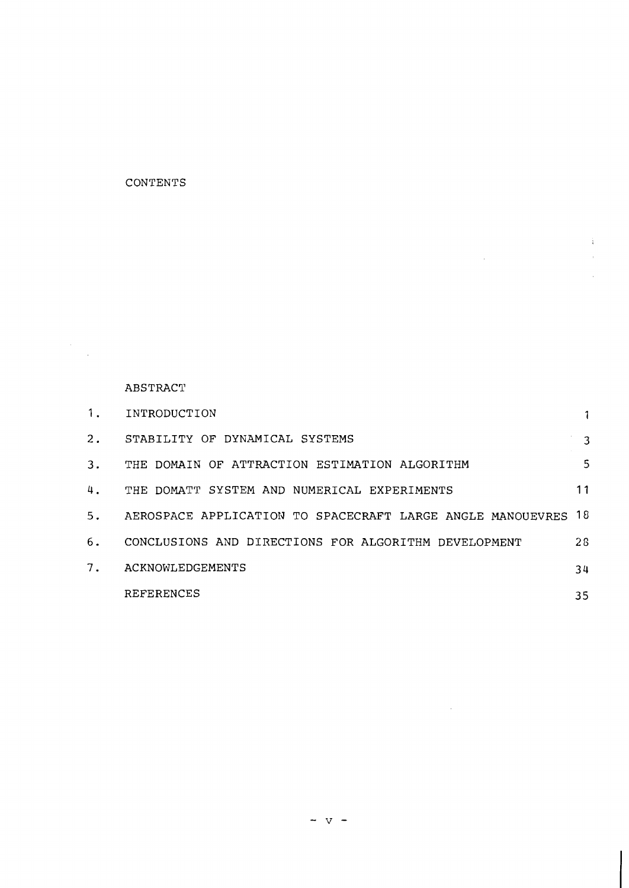# CONTENTS

| | | |
|---|---|---|
| | ABSTRACT | |
| 1. | INTRODUCTION | 1 |
| 2. | STABILITY OF DYNAMICAL SYSTEMS | 3 |
| 3. | THE DOMAIN OF ATTRACTION ESTIMATION ALGORITHM | 5 |
| 4. | THE DOMATT SYSTEM AND NUMERICAL EXPERIMENTS | 11 |
| 5. | AEROSPACE APPLICATION TO SPACECRAFT LARGE ANGLE MANOUEVRES | 18 |
| 6. | CONCLUSIONS AND DIRECTIONS FOR ALGORITHM DEVELOPMENT | 28 |
| 7. | ACKNOWLEDGEMENTS | 34 |
| | REFERENCES | 35 |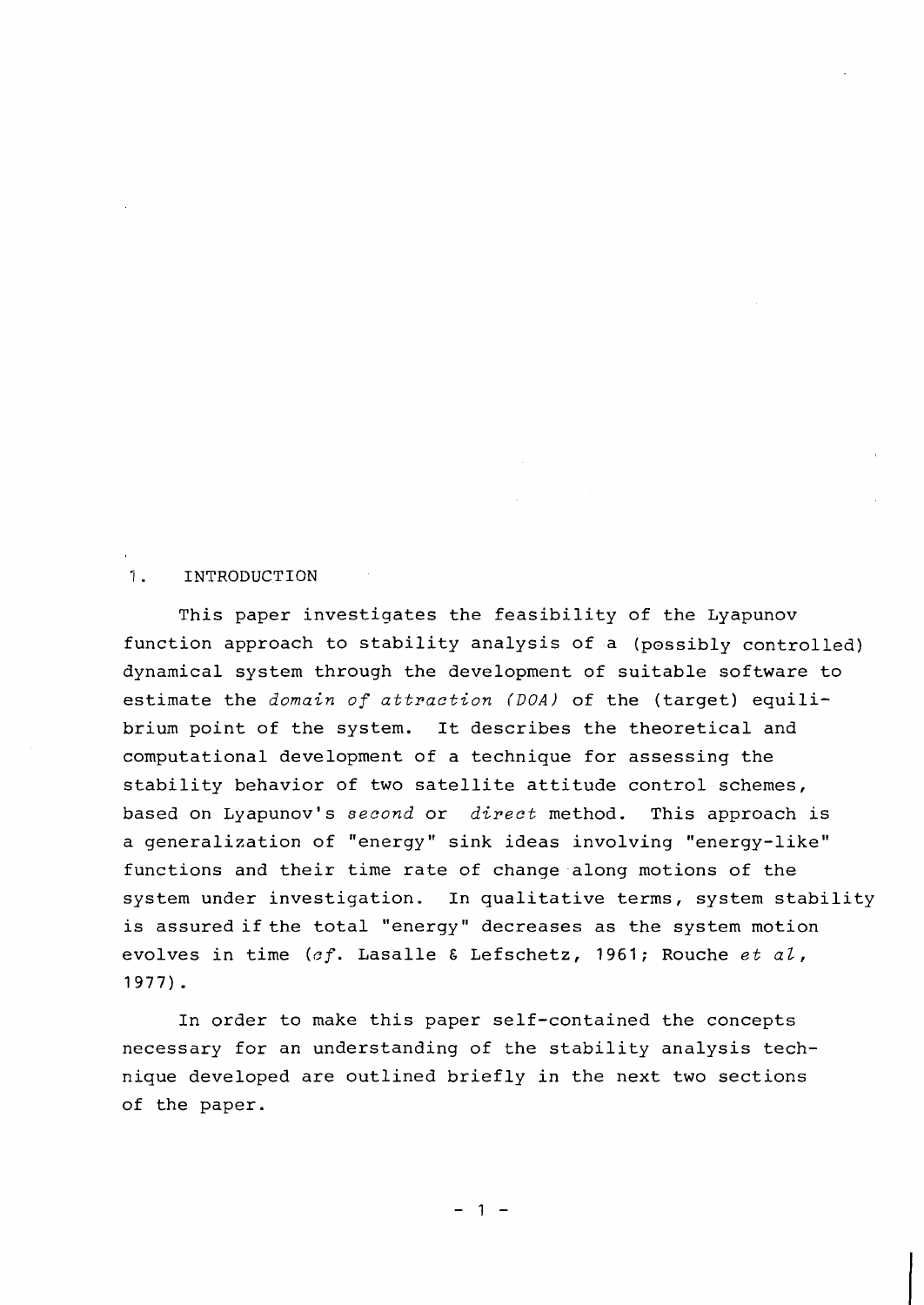## 1. INTRODUCTION

This paper investigates the feasibility of the Lyapunov function approach to stability analysis of a (possibly controlled) dynamical system through the development of suitable software to estimate the *domain of attraction (DOA)* of the (target) equilibrium point of the system. It describes the theoretical and computational development of a technique for assessing the stability behavior of two satellite attitude control schemes, based on Lyapunov's *second* or *direct* method. This approach is a generalization of "energy" sink ideas involving "energy-like" functions and their time rate of change along motions of the system under investigation. In qualitative terms, system stability is assured if the total "energy" decreases as the system motion evolves in time (*cf.* Lasalle & Lefschetz, 1961; Rouche *et al*, 1977).

In order to make this paper self-contained the concepts necessary for an understanding of the stability analysis technique developed are outlined briefly in the next two sections of the paper.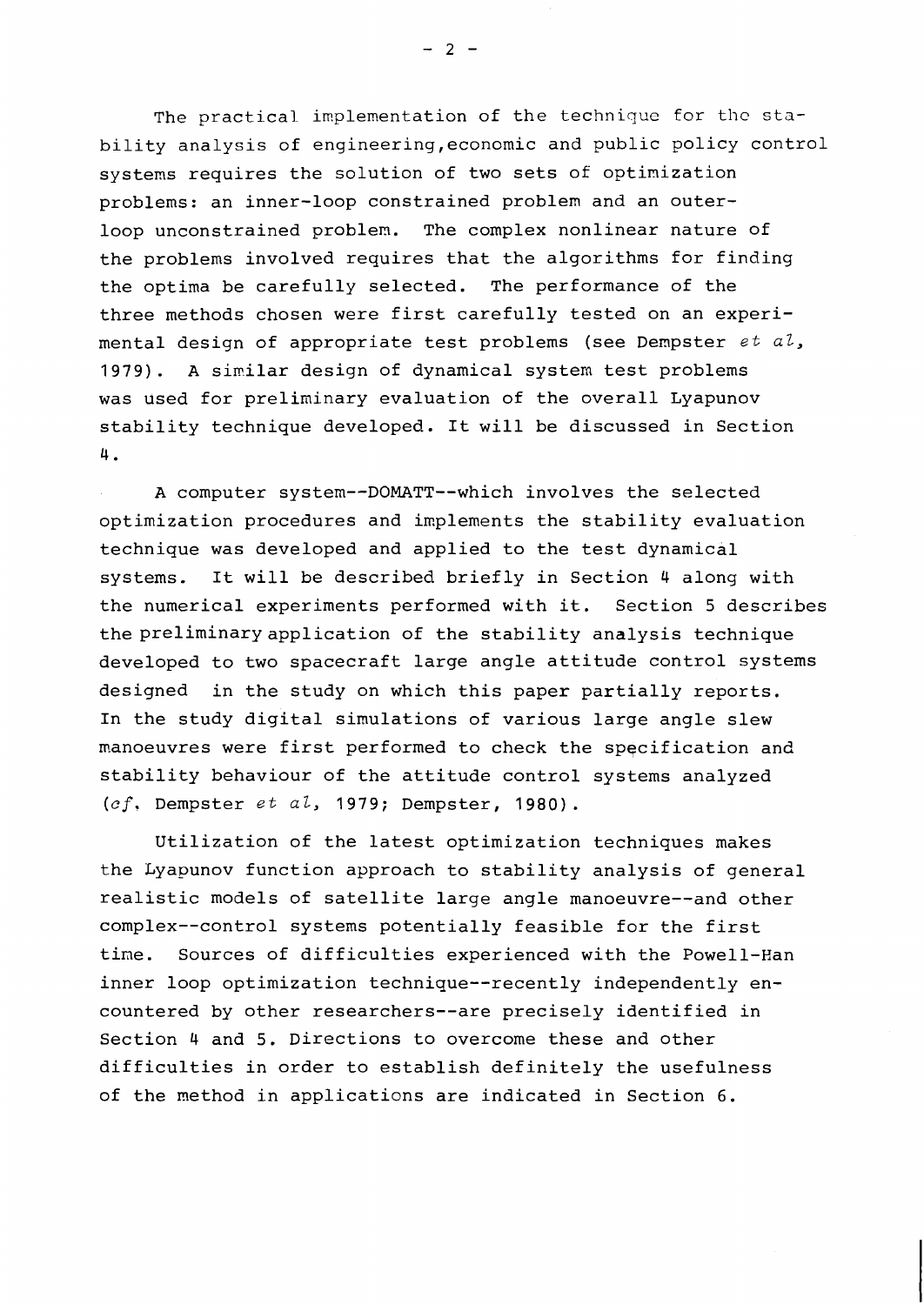The practical implementation of the technique for the stability analysis of engineering,economic and public policy control systems requires the solution of two sets of optimization problems: an inner-loop constrained problem and an outer-loop unconstrained problem. The complex nonlinear nature of the problems involved requires that the algorithms for finding the optima be carefully selected. The performance of the three methods chosen were first carefully tested on an experimental design of appropriate test problems (see Dempster *et al*, 1979). A similar design of dynamical system test problems was used for preliminary evaluation of the overall Lyapunov stability technique developed. It will be discussed in Section 4.

A computer system--DOMATT--which involves the selected optimization procedures and implements the stability evaluation technique was developed and applied to the test dynamical systems. It will be described briefly in Section 4 along with the numerical experiments performed with it. Section 5 describes the preliminary application of the stability analysis technique developed to two spacecraft large angle attitude control systems designed in the study on which this paper partially reports. In the study digital simulations of various large angle slew manoeuvres were first performed to check the specification and stability behaviour of the attitude control systems analyzed (*cf*. Dempster *et al*, 1979; Dempster, 1980).

Utilization of the latest optimization techniques makes the Lyapunov function approach to stability analysis of general realistic models of satellite large angle manoeuvre--and other complex--control systems potentially feasible for the first time. Sources of difficulties experienced with the Powell-Han inner loop optimization technique--recently independently encountered by other researchers--are precisely identified in Section 4 and 5. Directions to overcome these and other difficulties in order to establish definitely the usefulness of the method in applications are indicated in Section 6.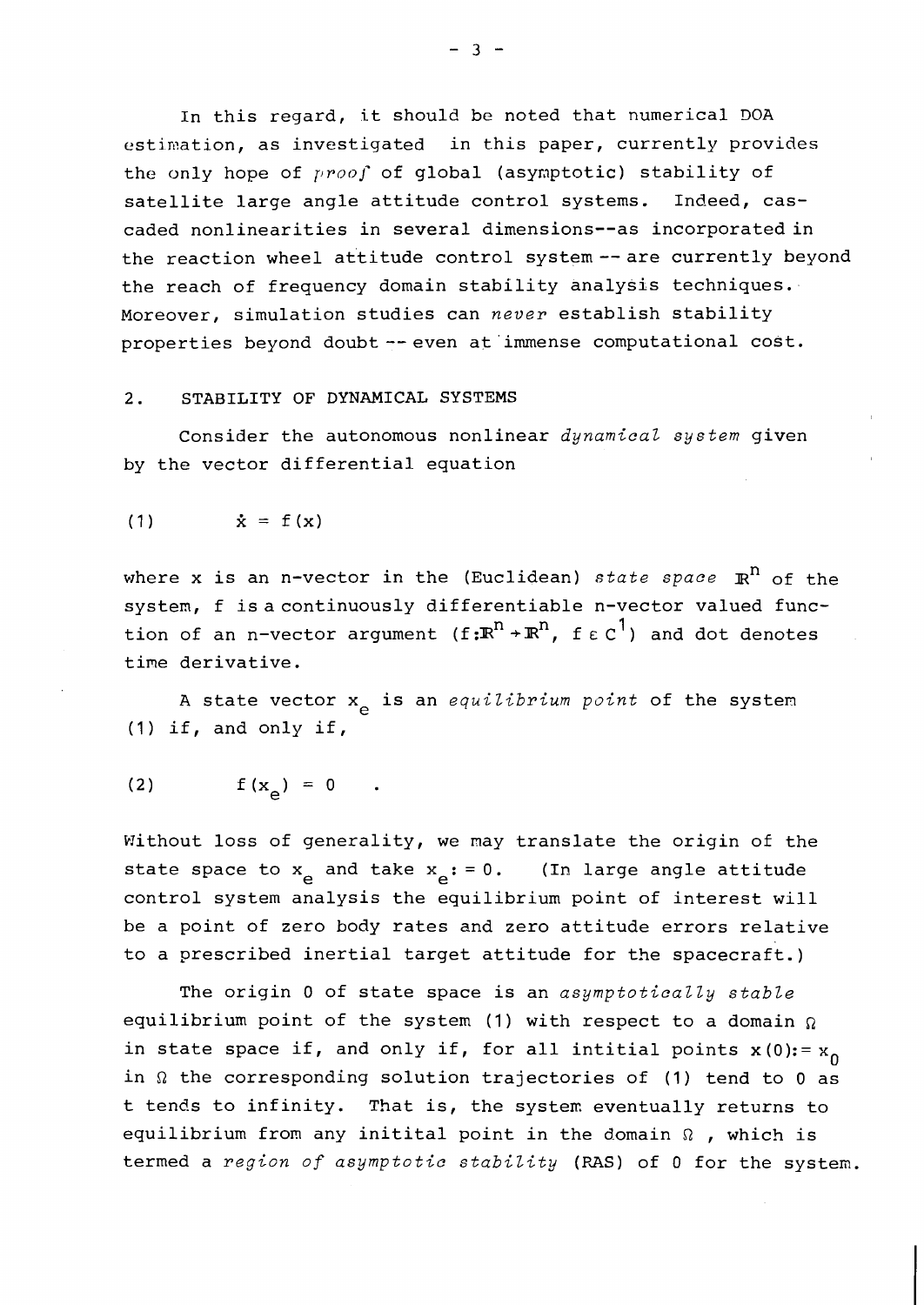In this regard, it should be noted that numerical DOA estimation, as investigated in this paper, currently provides the only hope of *proof* of global (asymptotic) stability of satellite large angle attitude control systems. Indeed, cascaded nonlinearities in several dimensions--as incorporated in the reaction wheel attitude control system -- are currently beyond the reach of frequency domain stability analysis techniques. Moreover, simulation studies can *never* establish stability properties beyond doubt -- even at immense computational cost.

## 2. STABILITY OF DYNAMICAL SYSTEMS

Consider the autonomous nonlinear *dynamical system* given by the vector differential equation

$$(1) \qquad \dot{x} = f(x)$$

where x is an n-vector in the (Euclidean) *state space* $\mathbb{R}^n$ of the system, f is a continuously differentiable n-vector valued function of an n-vector argument ($f: \mathbb{R}^n \to \mathbb{R}^n$, $f \in C^1$) and dot denotes time derivative.

A state vector $x_e$ is an *equilibrium point* of the system (1) if, and only if,

$$(2) \qquad f(x_e) = 0 \quad .$$

Without loss of generality, we may translate the origin of the state space to $x_e$ and take $x_e := 0$. (In large angle attitude control system analysis the equilibrium point of interest will be a point of zero body rates and zero attitude errors relative to a prescribed inertial target attitude for the spacecraft.)

The origin 0 of state space is an *asymptotically stable* equilibrium point of the system (1) with respect to a domain $\Omega$ in state space if, and only if, for all intitial points $x(0) := x_0$ in $\Omega$ the corresponding solution trajectories of (1) tend to 0 as t tends to infinity. That is, the system eventually returns to equilibrium from any initital point in the domain $\Omega$ , which is termed a *region of asymptotic stability* (RAS) of 0 for the system.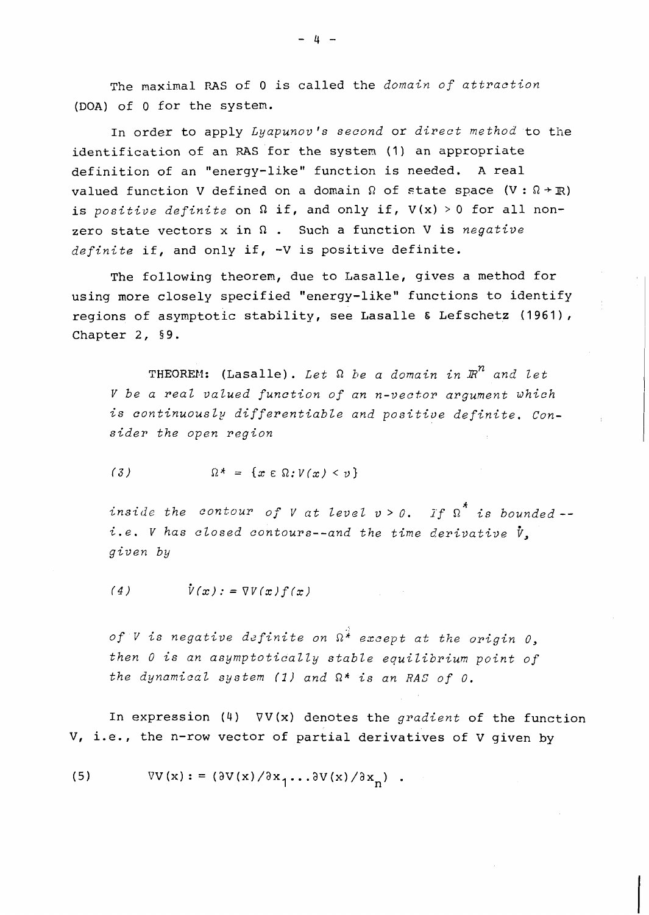The maximal RAS of 0 is called the *domain of attraction* (DOA) of 0 for the system.

In order to apply *Lyapunov's second* or *direct method* to the identification of an RAS for the system (1) an appropriate definition of an "energy-like" function is needed. A real valued function V defined on a domain $\Omega$ of state space ($V : \Omega \to \mathbb{R}$) is *positive definite* on $\Omega$ if, and only if, $V(x) > 0$ for all non-zero state vectors x in $\Omega$ . Such a function V is *negative definite* if, and only if, $-V$ is positive definite.

The following theorem, due to Lasalle, gives a method for using more closely specified "energy-like" functions to identify regions of asymptotic stability, see Lasalle & Lefschetz (1961), Chapter 2, §9.

> THEOREM: (Lasalle). *Let $\Omega$ be a domain in $\mathbb{R}^n$ and let V be a real valued function of an n-vector argument which is continuously differentiable and positive definite. Consider the open region*
>
> $$(3) \qquad \Omega^* = \{x \in \Omega : V(x) < v\}$$
>
> *inside the contour of V at level $v > 0$. If $\Omega^*$ is bounded -- i.e. V has closed contours--and the time derivative $\dot{V}$, given by*
>
> $$(4) \qquad \dot{V}(x) := \nabla V(x) f(x)$$
>
> *of V is negative definite on $\Omega^*$ except at the origin 0, then 0 is an asymptotically stable equilibrium point of the dynamical system (1) and $\Omega^*$ is an RAS of 0.*

In expression (4) $\nabla V(x)$ denotes the *gradient* of the function V, i.e., the n-row vector of partial derivatives of V given by

$$(5) \qquad \nabla V(x) := (\partial V(x)/\partial x_1 \ldots \partial V(x)/\partial x_n) \ .$$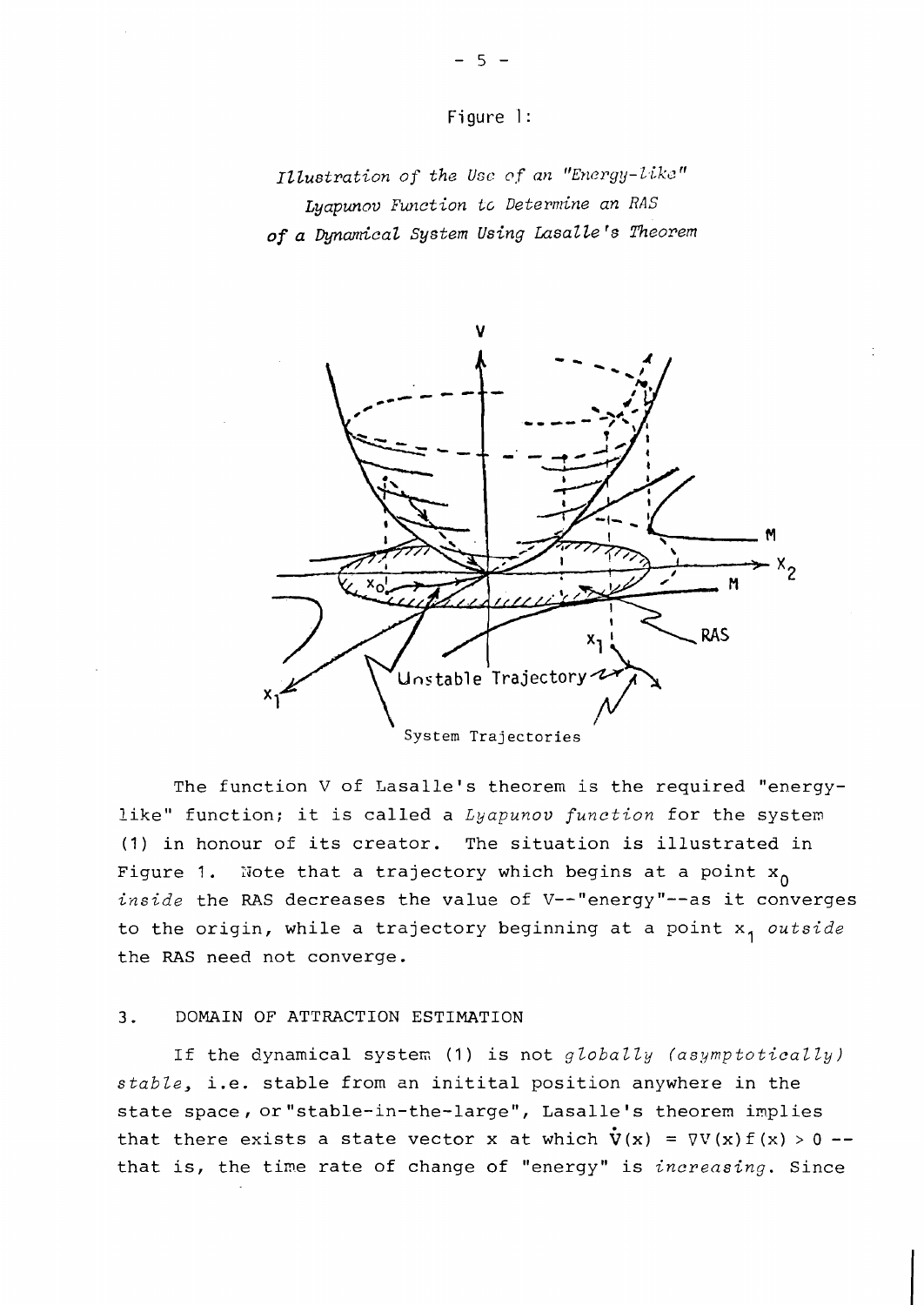Figure 1:

*Illustration of the Use of an "Energy-like" Lyapunov Function to Determine an RAS of a Dynamical System Using Lasalle's Theorem*

The function V of Lasalle's theorem is the required "energy-like" function; it is called a *Lyapunov function* for the system (1) in honour of its creator. The situation is illustrated in Figure 1. Note that a trajectory which begins at a point $x_0$ *inside* the RAS decreases the value of V--"energy"--as it converges to the origin, while a trajectory beginning at a point $x_1$ *outside* the RAS need not converge.

## 3. DOMAIN OF ATTRACTION ESTIMATION

If the dynamical system (1) is not *globally (asymptotically) stable*, i.e. stable from an initital position anywhere in the state space, or "stable-in-the-large", Lasalle's theorem implies that there exists a state vector x at which $\dot{V}(x) = \nabla V(x)f(x) > 0$ -- that is, the time rate of change of "energy" is *increasing*. Since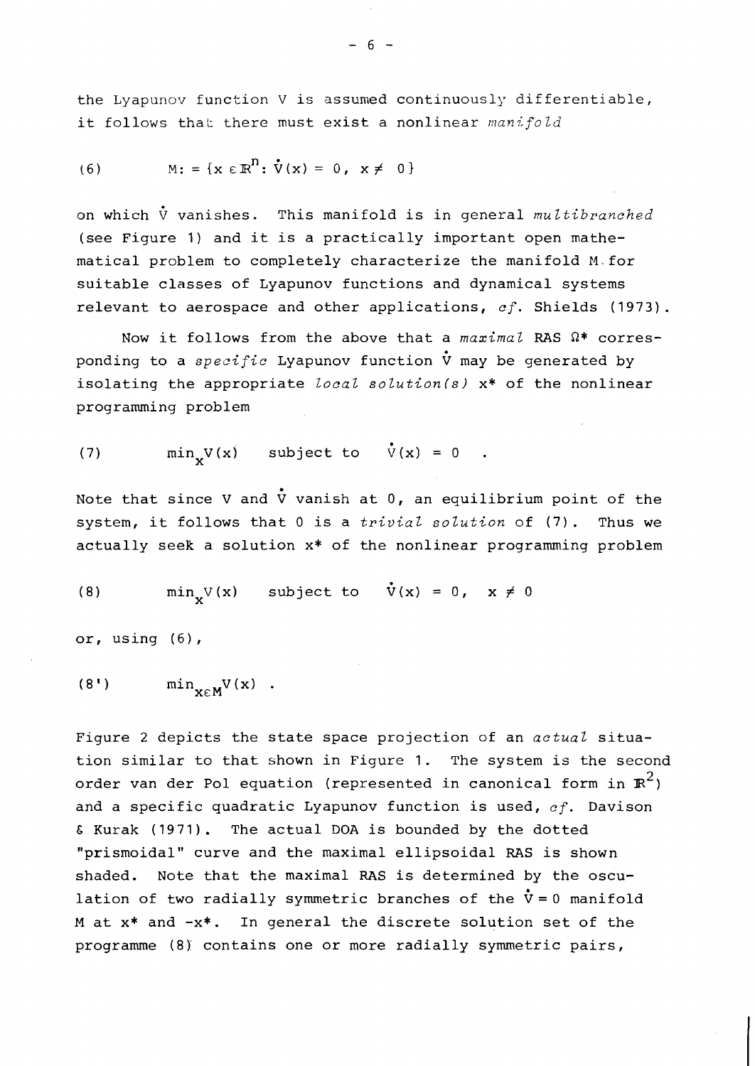the Lyapunov function V is assumed continuously differentiable, it follows that there must exist a nonlinear *manifold*

$$(6) \qquad M: = \{x \in \mathbb{R}^n: \dot{V}(x) = 0, \ x \neq 0\}$$

on which $\dot{V}$ vanishes. This manifold is in general *multibranched* (see Figure 1) and it is a practically important open mathematical problem to completely characterize the manifold M for suitable classes of Lyapunov functions and dynamical systems relevant to aerospace and other applications, *cf.* Shields (1973).

Now it follows from the above that a *maximal* RAS $\Omega^*$ corresponding to a *specific* Lyapunov function $\dot{V}$ may be generated by isolating the appropriate *local solution(s)* $x^*$ of the nonlinear programming problem

$$(7) \qquad \min_x V(x) \quad \text{subject to} \quad \dot{V}(x) = 0 \quad .$$

Note that since V and $\dot{V}$ vanish at 0, an equilibrium point of the system, it follows that 0 is a *trivial solution* of (7). Thus we actually seek a solution $x^*$ of the nonlinear programming problem

$$(8) \qquad \min_x V(x) \quad \text{subject to} \quad \dot{V}(x) = 0, \ \ x \neq 0$$

or, using (6),

$$(8') \qquad \min_{x \in M} V(x) \ .$$

Figure 2 depicts the state space projection of an *actual* situation similar to that shown in Figure 1. The system is the second order van der Pol equation (represented in canonical form in $\mathbb{R}^2$) and a specific quadratic Lyapunov function is used, *cf.* Davison & Kurak (1971). The actual DOA is bounded by the dotted "prismoidal" curve and the maximal ellipsoidal RAS is shown shaded. Note that the maximal RAS is determined by the osculation of two radially symmetric branches of the $\dot{V} = 0$ manifold M at $x^*$ and $-x^*$. In general the discrete solution set of the programme (8) contains one or more radially symmetric pairs,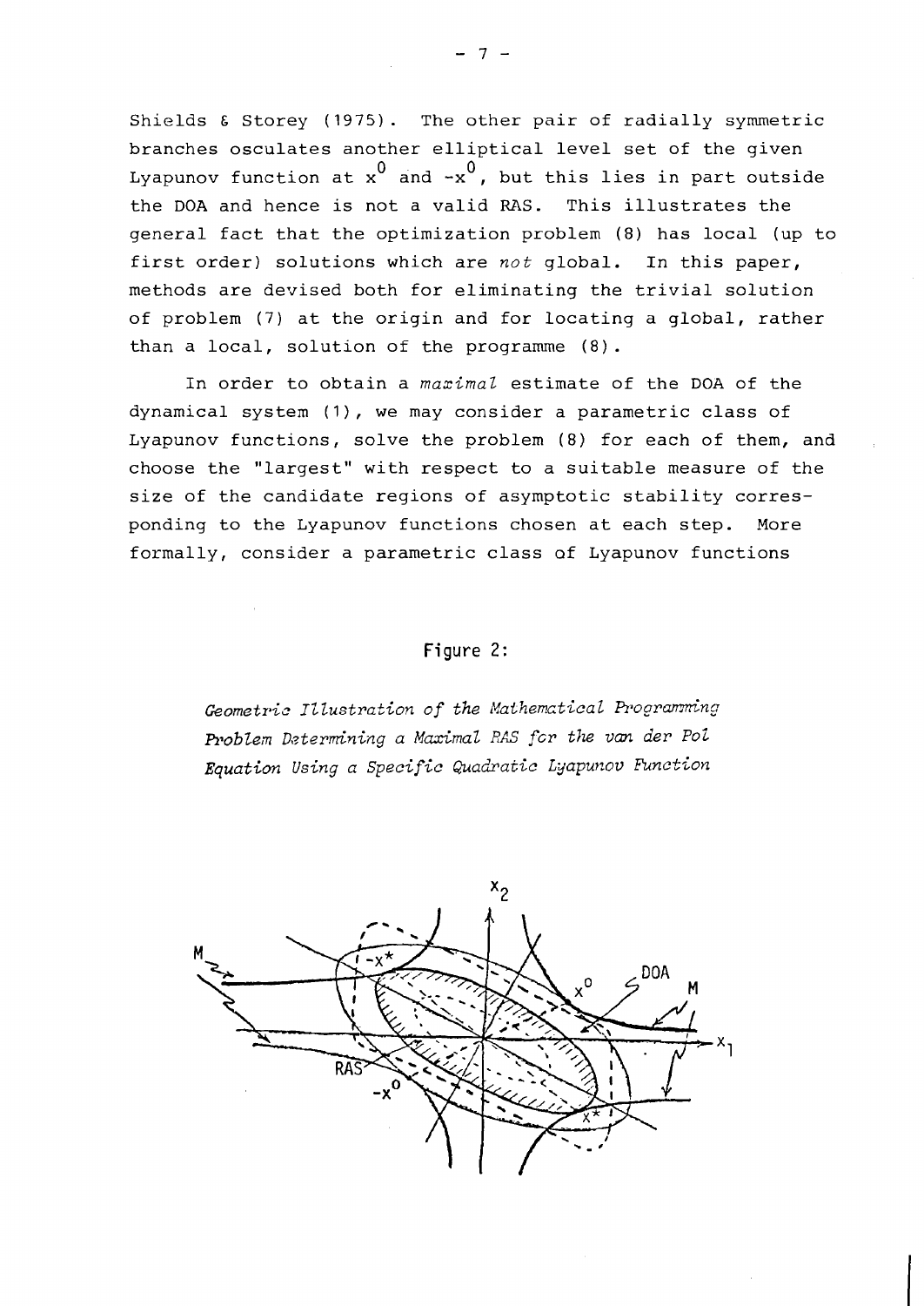Shields & Storey (1975). The other pair of radially symmetric branches osculates another elliptical level set of the given Lyapunov function at $x^0$ and $-x^0$, but this lies in part outside the DOA and hence is not a valid RAS. This illustrates the general fact that the optimization problem (8) has local (up to first order) solutions which are *not* global. In this paper, methods are devised both for eliminating the trivial solution of problem (7) at the origin and for locating a global, rather than a local, solution of the programme (8).

In order to obtain a *maximal* estimate of the DOA of the dynamical system (1), we may consider a parametric class of Lyapunov functions, solve the problem (8) for each of them, and choose the "largest" with respect to a suitable measure of the size of the candidate regions of asymptotic stability corresponding to the Lyapunov functions chosen at each step. More formally, consider a parametric class of Lyapunov functions

Figure 2:

*Geometric Illustration of the Mathematical Programming Problem Determining a Maximal RAS for the van der Pol Equation Using a Specific Quadratic Lyapunov Function*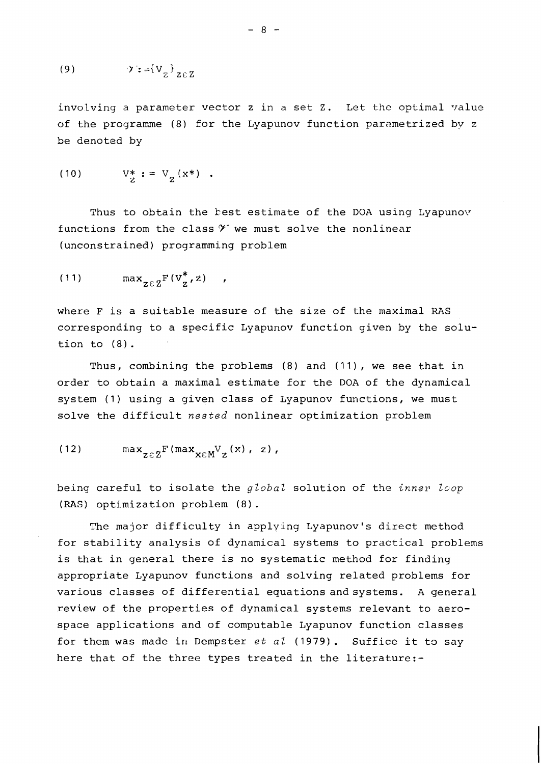$$(9) \qquad \mathcal{V} := \{V_z\}_{z \in Z}$$

involving a parameter vector z in a set Z. Let the optimal value of the programme (8) for the Lyapunov function parametrized by z be denoted by

$$(10) \qquad V_z^* := V_z(x^*) \ .$$

Thus to obtain the best estimate of the DOA using Lyapunov functions from the class $\mathcal{V}$ we must solve the nonlinear (unconstrained) programming problem

$$(11) \qquad \max_{z \in Z} F(V_z^*, z) \quad ,$$

where F is a suitable measure of the size of the maximal RAS corresponding to a specific Lyapunov function given by the solution to (8).

Thus, combining the problems (8) and (11), we see that in order to obtain a maximal estimate for the DOA of the dynamical system (1) using a given class of Lyapunov functions, we must solve the difficult *nested* nonlinear optimization problem

$$(12) \qquad \max_{z \in Z} F(\max_{x \in M} V_z(x), \ z),$$

being careful to isolate the *global* solution of the *inner loop* (RAS) optimization problem (8).

The major difficulty in applying Lyapunov's direct method for stability analysis of dynamical systems to practical problems is that in general there is no systematic method for finding appropriate Lyapunov functions and solving related problems for various classes of differential equations and systems. A general review of the properties of dynamical systems relevant to aerospace applications and of computable Lyapunov function classes for them was made in Dempster *et al* (1979). Suffice it to say here that of the three types treated in the literature:-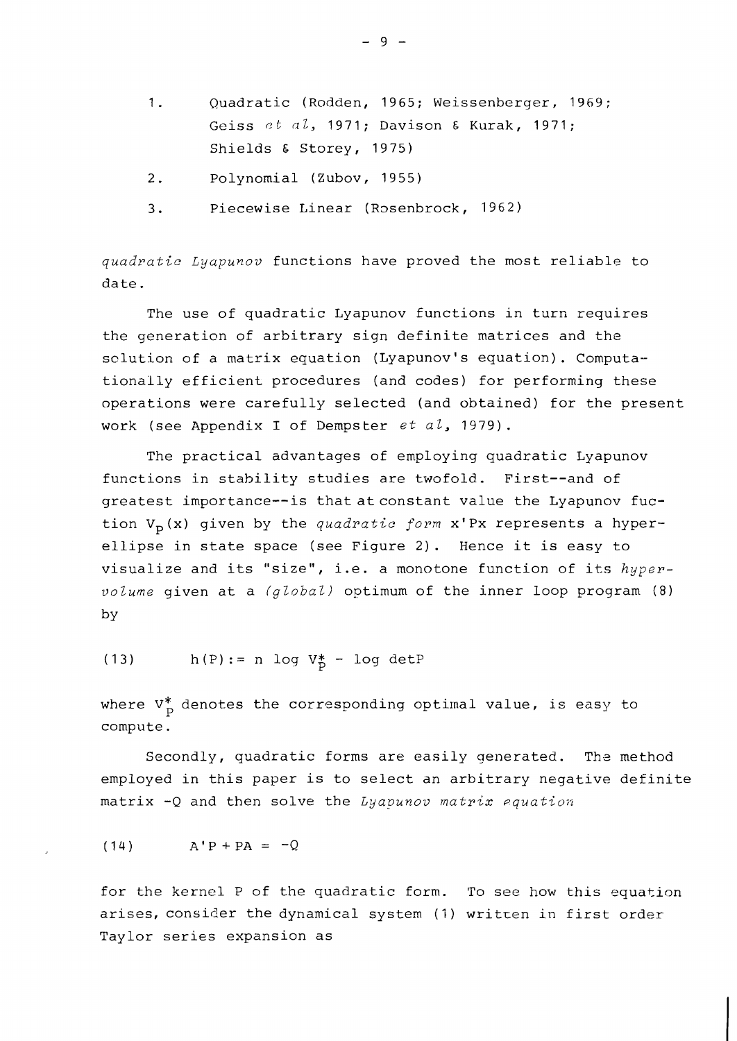1. Quadratic (Rodden, 1965; Weissenberger, 1969; Geiss *et al*, 1971; Davison & Kurak, 1971; Shields & Storey, 1975)
2. Polynomial (Zubov, 1955)
3. Piecewise Linear (Rosenbrock, 1962)

*quadratic Lyapunov* functions have proved the most reliable to date.

The use of quadratic Lyapunov functions in turn requires the generation of arbitrary sign definite matrices and the solution of a matrix equation (Lyapunov's equation). Computationally efficient procedures (and codes) for performing these operations were carefully selected (and obtained) for the present work (see Appendix I of Dempster *et al*, 1979).

The practical advantages of employing quadratic Lyapunov functions in stability studies are twofold. First--and of greatest importance--is that at constant value the Lyapunov fuction $V_P(x)$ given by the *quadratic form* $x'Px$ represents a hyperellipse in state space (see Figure 2). Hence it is easy to visualize and its "size", i.e. a monotone function of its *hypervolume* given at a *(global)* optimum of the inner loop program (8) by

$$(13) \qquad h(P) := n \log V_P^* - \log \det P$$

where $V_P^*$ denotes the corresponding optimal value, is easy to compute.

Secondly, quadratic forms are easily generated. The method employed in this paper is to select an arbitrary negative definite matrix $-Q$ and then solve the *Lyapunov matrix equation*

$$(14) \qquad A'P + PA = -Q$$

for the kernel $P$ of the quadratic form. To see how this equation arises, consider the dynamical system (1) written in first order Taylor series expansion as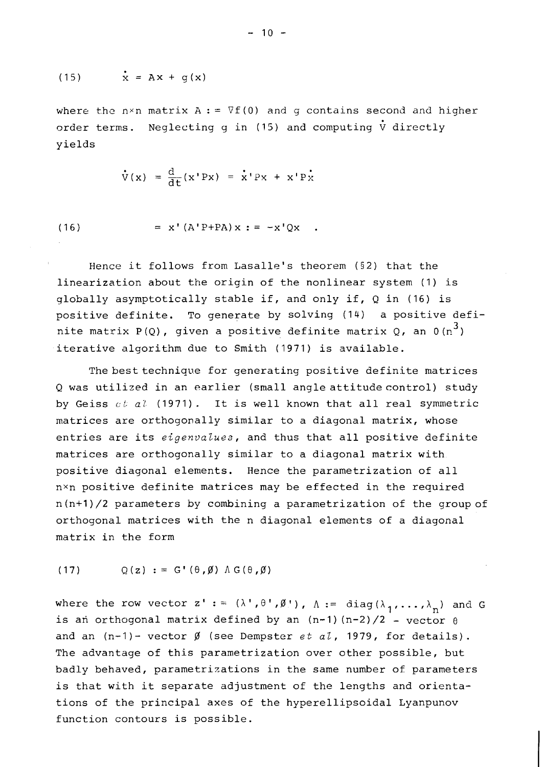$$(15) \qquad \dot{x} = Ax + g(x)$$

where the $n \times n$ matrix $A := \nabla f(0)$ and $g$ contains second and higher order terms. Neglecting $g$ in (15) and computing $\dot{V}$ directly yields

$$\dot{V}(x) = \frac{d}{dt}(x'Px) = \dot{x}'Px + x'P\dot{x}$$

$$(16) \qquad = x'(A'P+PA)x := -x'Qx \quad .$$

Hence it follows from Lasalle's theorem (§2) that the linearization about the origin of the nonlinear system (1) is globally asymptotically stable if, and only if, $Q$ in (16) is positive definite. To generate by solving (14) a positive definite matrix $P(Q)$, given a positive definite matrix $Q$, an $O(n^3)$ iterative algorithm due to Smith (1971) is available.

The best technique for generating positive definite matrices $Q$ was utilized in an earlier (small angle attitude control) study by Geiss *et al* (1971). It is well known that all real symmetric matrices are orthogonally similar to a diagonal matrix, whose entries are its *eigenvalues*, and thus that all positive definite matrices are orthogonally similar to a diagonal matrix with positive diagonal elements. Hence the parametrization of all $n \times n$ positive definite matrices may be effected in the required $n(n+1)/2$ parameters by combining a parametrization of the group of orthogonal matrices with the $n$ diagonal elements of a diagonal matrix in the form

$$(17) \qquad Q(z) := G'(\theta,\emptyset)\,\Lambda\, G(\theta,\emptyset)$$

where the row vector $z' := (\lambda', \theta', \emptyset')$, $\Lambda := \mathrm{diag}(\lambda_1, \ldots, \lambda_n)$ and $G$ is an orthogonal matrix defined by an $(n-1)(n-2)/2$ - vector $\theta$ and an $(n-1)$- vector $\emptyset$ (see Dempster *et al*, 1979, for details). The advantage of this parametrization over other possible, but badly behaved, parametrizations in the same number of parameters is that with it separate adjustment of the lengths and orientations of the principal axes of the hyperellipsoidal Lyanpunov function contours is possible.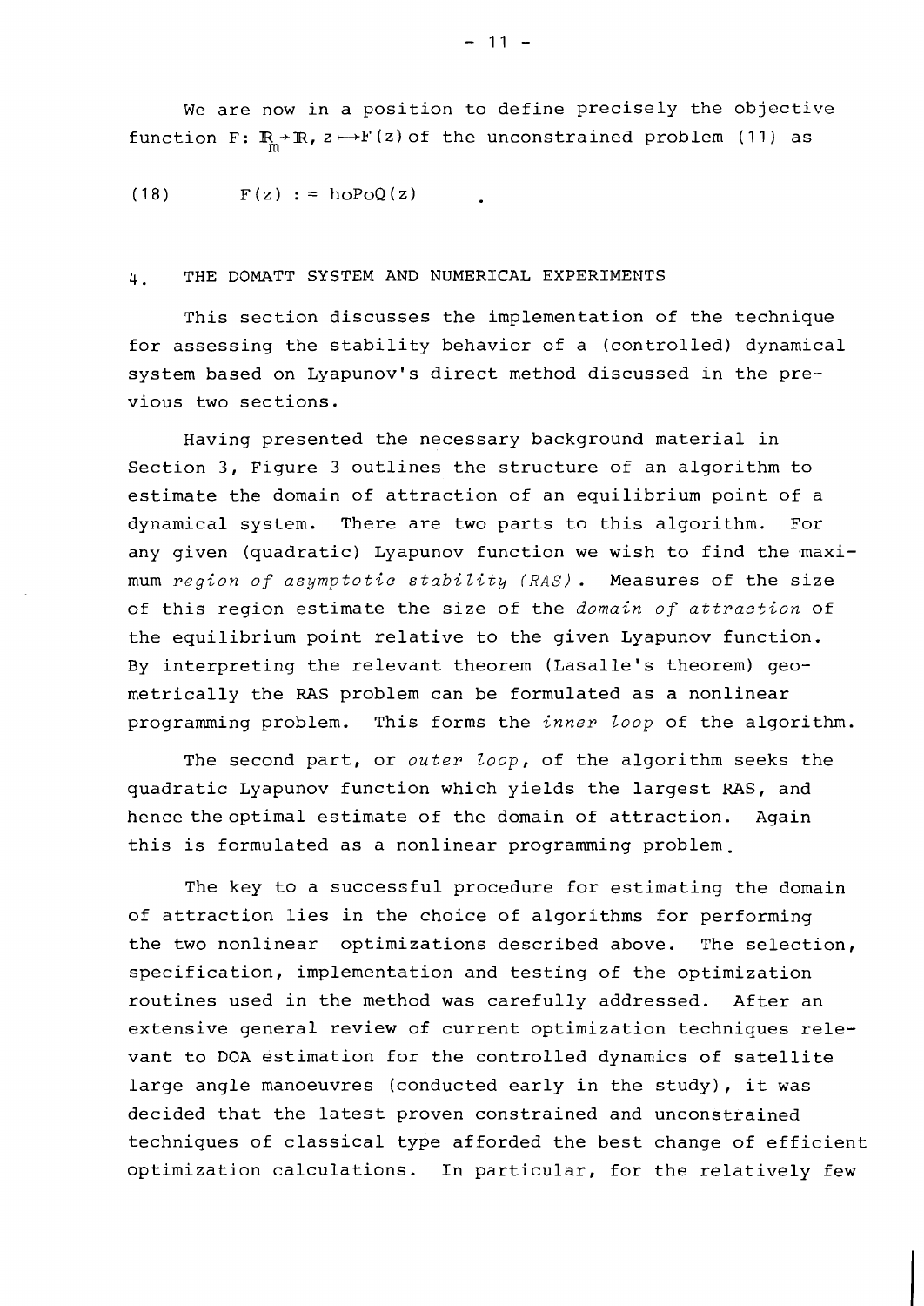We are now in a position to define precisely the objective function $F: \mathbb{R}_m \to \mathbb{R}, z \mapsto F(z)$ of the unconstrained problem (11) as

$$(18) \qquad F(z) := h \circ P \circ Q(z) \qquad .$$

## 4. THE DOMATT SYSTEM AND NUMERICAL EXPERIMENTS

This section discusses the implementation of the technique for assessing the stability behavior of a (controlled) dynamical system based on Lyapunov's direct method discussed in the previous two sections.

Having presented the necessary background material in Section 3, Figure 3 outlines the structure of an algorithm to estimate the domain of attraction of an equilibrium point of a dynamical system. There are two parts to this algorithm. For any given (quadratic) Lyapunov function we wish to find the maximum *region of asymptotic stability (RAS)*. Measures of the size of this region estimate the size of the *domain of attraction* of the equilibrium point relative to the given Lyapunov function. By interpreting the relevant theorem (Lasalle's theorem) geometrically the RAS problem can be formulated as a nonlinear programming problem. This forms the *inner loop* of the algorithm.

The second part, or *outer loop*, of the algorithm seeks the quadratic Lyapunov function which yields the largest RAS, and hence the optimal estimate of the domain of attraction. Again this is formulated as a nonlinear programming problem.

The key to a successful procedure for estimating the domain of attraction lies in the choice of algorithms for performing the two nonlinear optimizations described above. The selection, specification, implementation and testing of the optimization routines used in the method was carefully addressed. After an extensive general review of current optimization techniques relevant to DOA estimation for the controlled dynamics of satellite large angle manoeuvres (conducted early in the study), it was decided that the latest proven constrained and unconstrained techniques of classical type afforded the best change of efficient optimization calculations. In particular, for the relatively few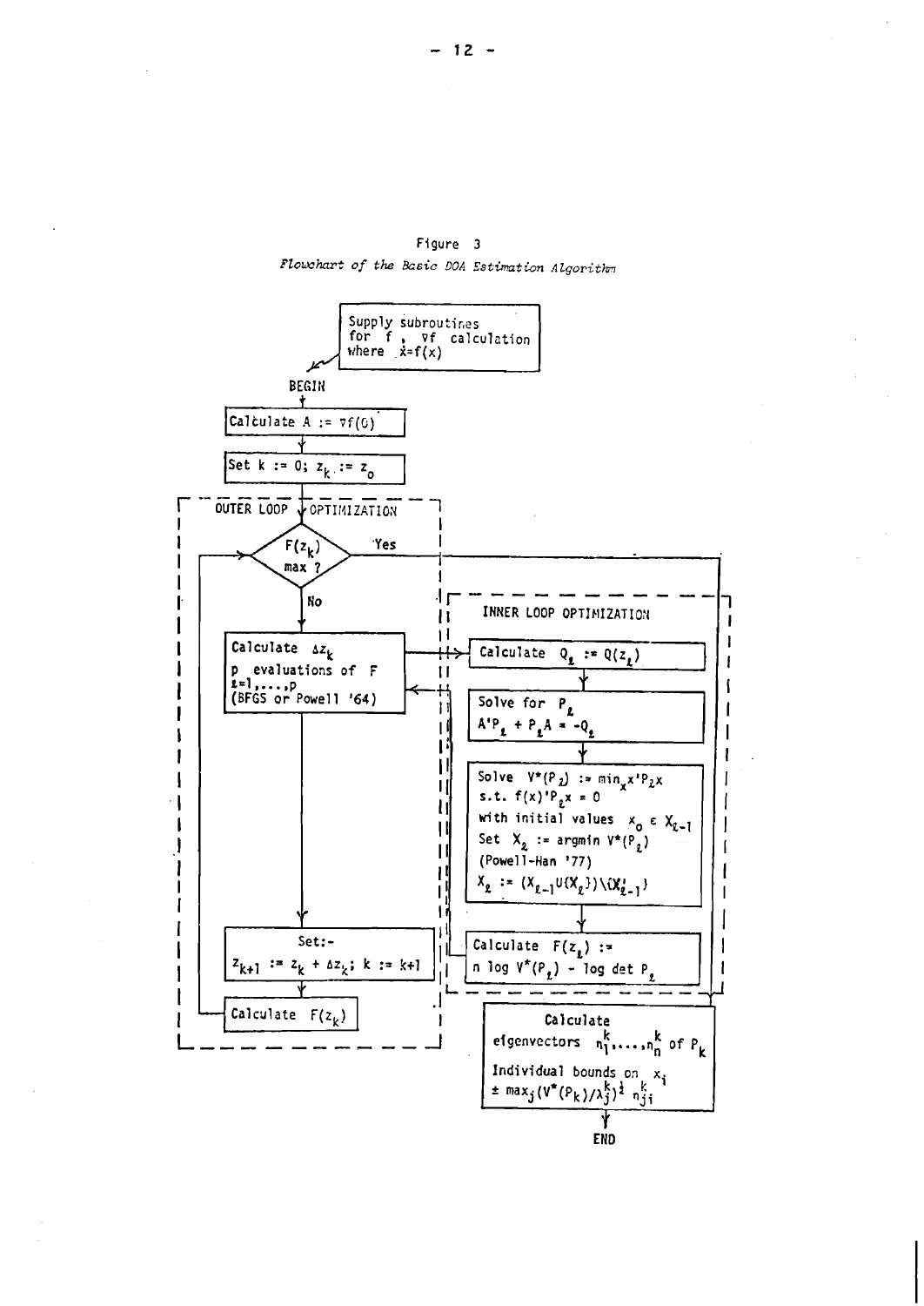Figure 3

*Flowchart of the Basic DOA Estimation Algorithm*

Supply subroutines for $f$, $\nabla f$ calculation where $\dot{x}=f(x)$

BEGIN

Calculate $A := \nabla f(0)$

Set $k := 0$; $z_k := z_o$

OUTER LOOP OPTIMIZATION

$F(z_k)$ max ? — Yes / No

Calculate $\Delta z_k$
p evaluations of F
$\ell=1,\ldots,p$
(BFGS or Powell '64)

Set:-
$z_{k+1} := z_k + \Delta z_k$; $k := k+1$

Calculate $F(z_k)$

INNER LOOP OPTIMIZATION

Calculate $Q_\ell := Q(z_\ell)$

Solve for $P_\ell$
$A'P_\ell + P_\ell A = -Q_\ell$

Solve $V^*(P_\ell) := \min_x x'P_\ell x$
s.t. $f(x)'P_\ell x = 0$
with initial values $x_o \in X_{\ell-1}$
Set $X_\ell :=$ argmin $V^*(P_\ell)$
(Powell-Han '77)
$X_\ell := (X_{\ell-1} \cup \{X_\ell\}) \setminus \{X'_{\ell-1}\}$

Calculate $F(z_\ell) :=$
$n \log V^*(P_\ell) - \log \det P_\ell$

Calculate
eigenvectors $n_1^k,\ldots,n_n^k$ of $P_k$
Individual bounds on $x_i$
$\pm \max_j (V^*(P_k)/\lambda_j^k)^{\frac{1}{2}} n_{ji}^k$

END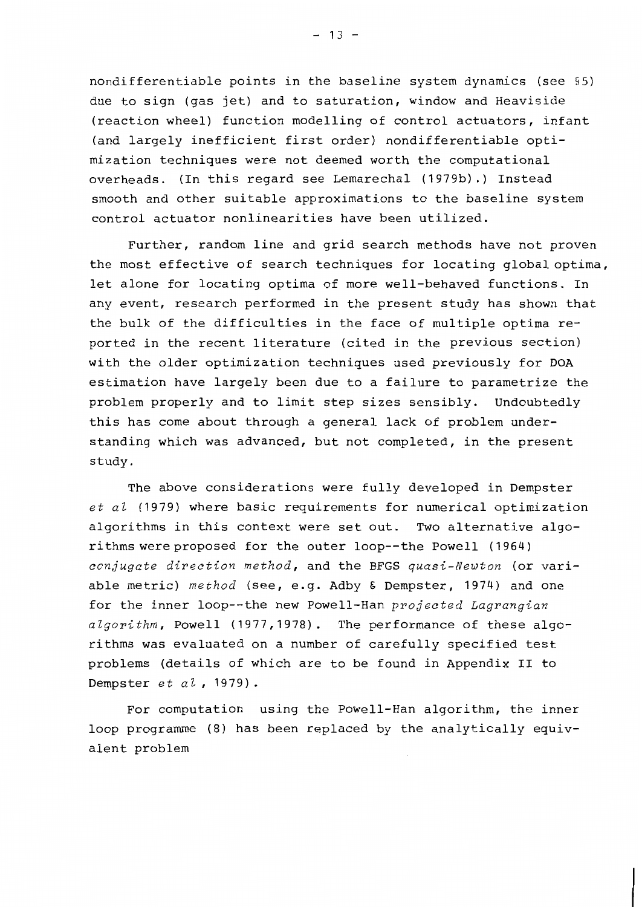nondifferentiable points in the baseline system dynamics (see §5) due to sign (gas jet) and to saturation, window and Heaviside (reaction wheel) function modelling of control actuators, infant (and largely inefficient first order) nondifferentiable optimization techniques were not deemed worth the computational overheads. (In this regard see Lemarechal (1979b).) Instead smooth and other suitable approximations to the baseline system control actuator nonlinearities have been utilized.

Further, random line and grid search methods have not proven the most effective of search techniques for locating global optima, let alone for locating optima of more well-behaved functions. In any event, research performed in the present study has shown that the bulk of the difficulties in the face of multiple optima reported in the recent literature (cited in the previous section) with the older optimization techniques used previously for DOA estimation have largely been due to a failure to parametrize the problem properly and to limit step sizes sensibly. Undoubtedly this has come about through a general lack of problem understanding which was advanced, but not completed, in the present study.

The above considerations were fully developed in Dempster *et al* (1979) where basic requirements for numerical optimization algorithms in this context were set out. Two alternative algorithms were proposed for the outer loop--the Powell (1964) *conjugate direction method*, and the BFGS *quasi-Newton* (or variable metric) *method* (see, e.g. Adby & Dempster, 1974) and one for the inner loop--the new Powell-Han *projected Lagrangian algorithm*, Powell (1977,1978). The performance of these algorithms was evaluated on a number of carefully specified test problems (details of which are to be found in Appendix II to Dempster *et al* , 1979).

For computation using the Powell-Han algorithm, the inner loop programme (8) has been replaced by the analytically equivalent problem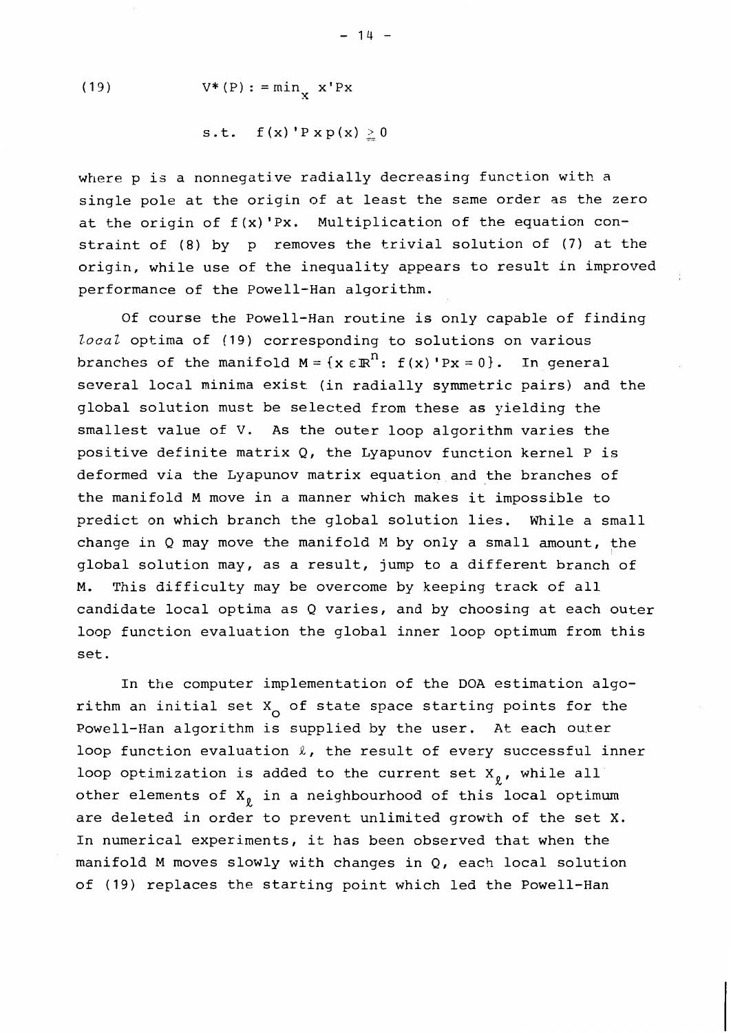$$(19) \qquad V^*(P) := \min_x \; x'Px$$

$$\text{s.t.} \quad f(x)'Pxp(x) \geq 0$$

where p is a nonnegative radially decreasing function with a single pole at the origin of at least the same order as the zero at the origin of $f(x)'Px$. Multiplication of the equation constraint of (8) by p removes the trivial solution of (7) at the origin, while use of the inequality appears to result in improved performance of the Powell-Han algorithm.

Of course the Powell-Han routine is only capable of finding *local* optima of (19) corresponding to solutions on various branches of the manifold $M = \{x \in \mathbb{R}^n: f(x)'Px = 0\}$. In general several local minima exist (in radially symmetric pairs) and the global solution must be selected from these as yielding the smallest value of V. As the outer loop algorithm varies the positive definite matrix Q, the Lyapunov function kernel P is deformed via the Lyapunov matrix equation and the branches of the manifold M move in a manner which makes it impossible to predict on which branch the global solution lies. While a small change in Q may move the manifold M by only a small amount, the global solution may, as a result, jump to a different branch of M. This difficulty may be overcome by keeping track of all candidate local optima as Q varies, and by choosing at each outer loop function evaluation the global inner loop optimum from this set.

In the computer implementation of the DOA estimation algorithm an initial set $X_o$ of state space starting points for the Powell-Han algorithm is supplied by the user. At each outer loop function evaluation $\ell$, the result of every successful inner loop optimization is added to the current set $X_\ell$, while all other elements of $X_\ell$ in a neighbourhood of this local optimum are deleted in order to prevent unlimited growth of the set X. In numerical experiments, it has been observed that when the manifold M moves slowly with changes in Q, each local solution of (19) replaces the starting point which led the Powell-Han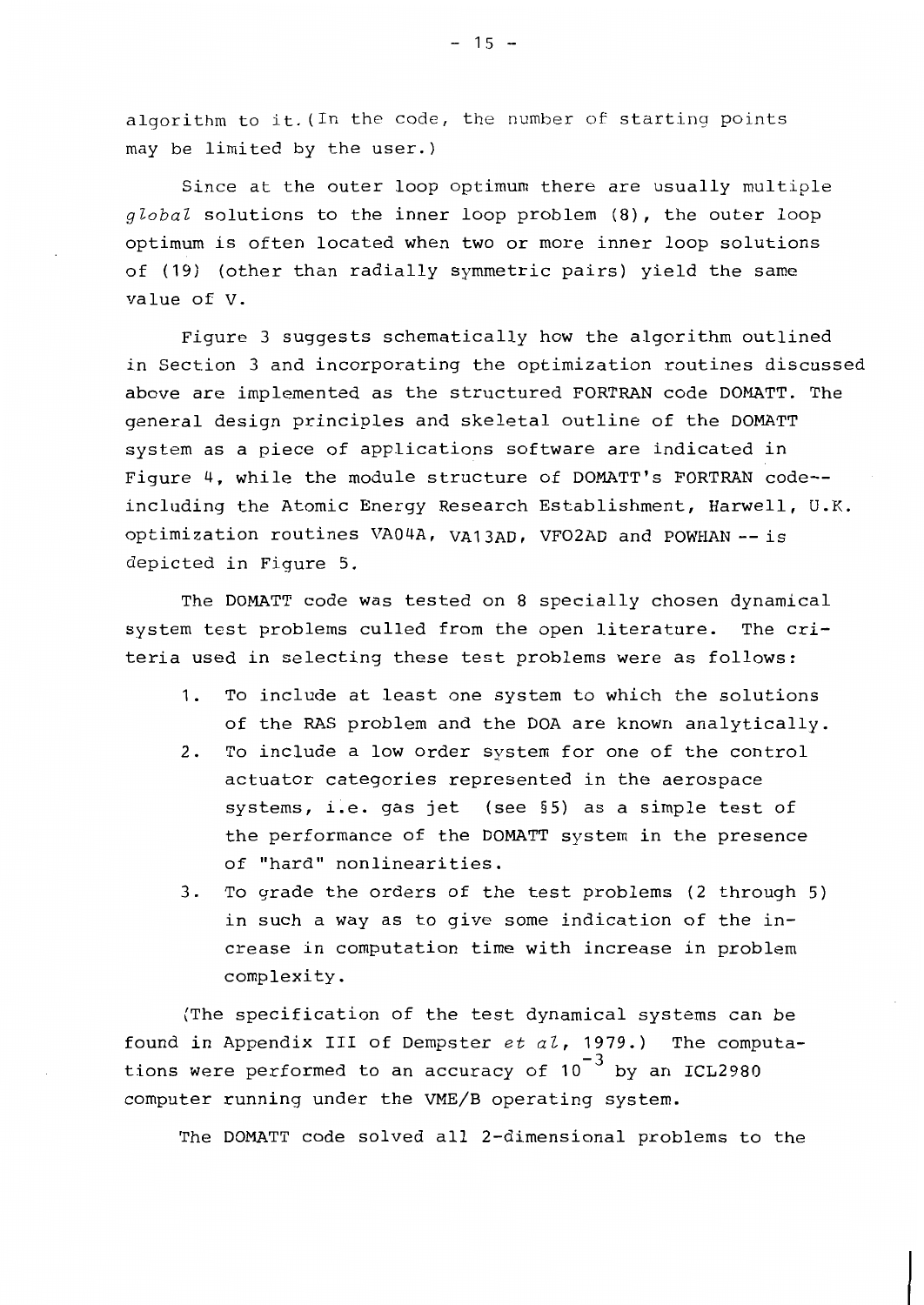algorithm to it. (In the code, the number of starting points may be limited by the user.)

Since at the outer loop optimum there are usually multiple *global* solutions to the inner loop problem (8), the outer loop optimum is often located when two or more inner loop solutions of (19) (other than radially symmetric pairs) yield the same value of V.

Figure 3 suggests schematically how the algorithm outlined in Section 3 and incorporating the optimization routines discussed above are implemented as the structured FORTRAN code DOMATT. The general design principles and skeletal outline of the DOMATT system as a piece of applications software are indicated in Figure 4, while the module structure of DOMATT's FORTRAN code--including the Atomic Energy Research Establishment, Harwell, U.K. optimization routines VA04A, VA13AD, VFO2AD and POWHAN -- is depicted in Figure 5.

The DOMATT code was tested on 8 specially chosen dynamical system test problems culled from the open literature. The criteria used in selecting these test problems were as follows:

1. To include at least one system to which the solutions of the RAS problem and the DOA are known analytically.
2. To include a low order system for one of the control actuator categories represented in the aerospace systems, i.e. gas jet (see §5) as a simple test of the performance of the DOMATT system in the presence of "hard" nonlinearities.
3. To grade the orders of the test problems (2 through 5) in such a way as to give some indication of the increase in computation time with increase in problem complexity.

(The specification of the test dynamical systems can be found in Appendix III of Dempster *et al*, 1979.) The computations were performed to an accuracy of $10^{-3}$ by an ICL2980 computer running under the VME/B operating system.

The DOMATT code solved all 2-dimensional problems to the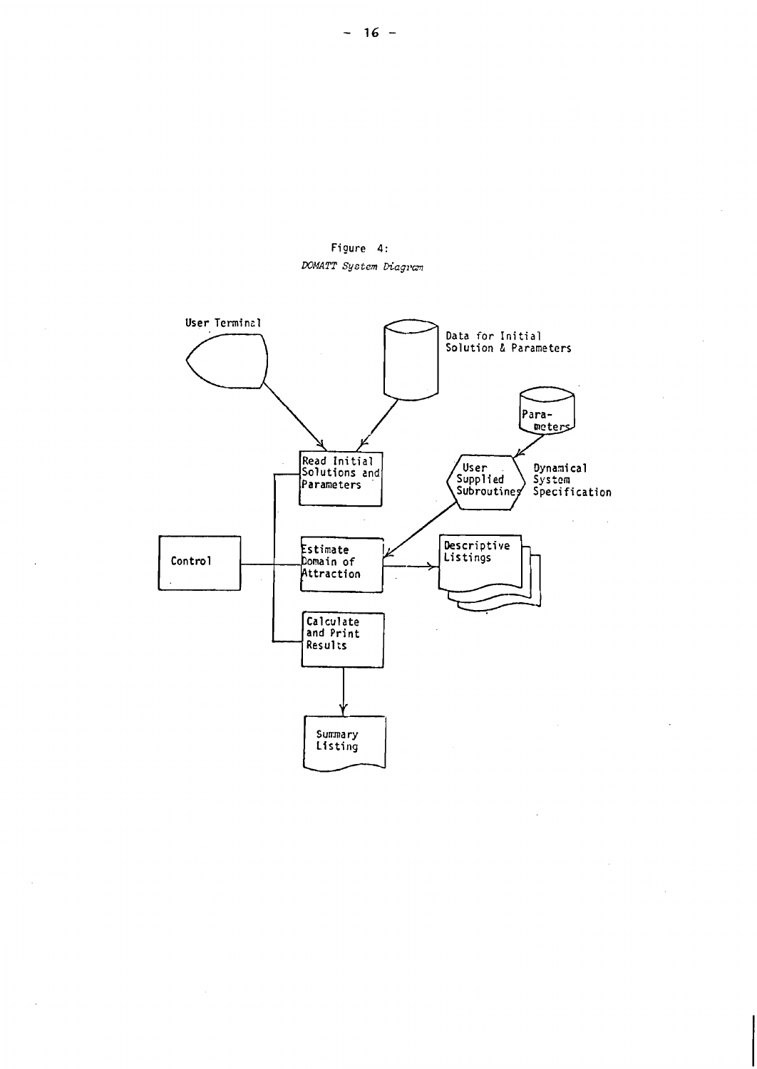Figure 4:
*DOMATT System Diagram*

User Terminal

Data for Initial Solution & Parameters

Parameters

Read Initial Solutions and Parameters

User Supplied Subroutines

Dynamical System Specification

Control

Estimate Domain of Attraction

Descriptive Listings

Calculate and Print Results

Summary Listing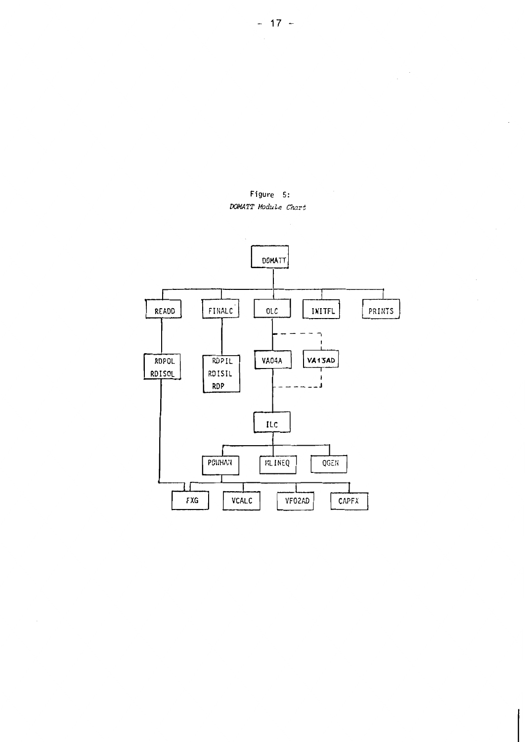Figure 5:
*DOMATT Module Chart*

DOMATT

READD | FINALC | OLC | INITFL | PRINTS

RDPOL
RDISOL

RDPIL
RDISIL
RDP

VA04A | VA13AD

ILC

PGWHAN | MLINEQ | QGEN

FXG | VCALC | VF02AD | CAPFX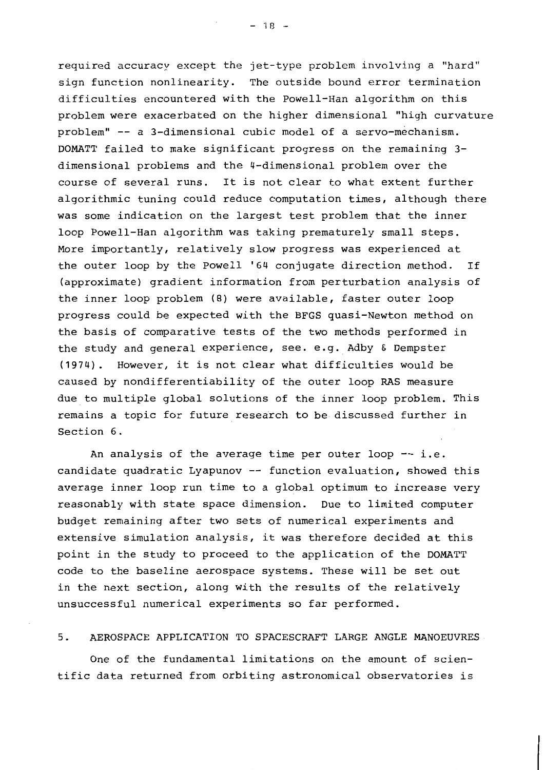required accuracy except the jet-type problem involving a "hard" sign function nonlinearity. The outside bound error termination difficulties encountered with the Powell-Han algorithm on this problem were exacerbated on the higher dimensional "high curvature problem" -- a 3-dimensional cubic model of a servo-mechanism. DOMATT failed to make significant progress on the remaining 3-dimensional problems and the 4-dimensional problem over the course of several runs. It is not clear to what extent further algorithmic tuning could reduce computation times, although there was some indication on the largest test problem that the inner loop Powell-Han algorithm was taking prematurely small steps. More importantly, relatively slow progress was experienced at the outer loop by the Powell '64 conjugate direction method. If (approximate) gradient information from perturbation analysis of the inner loop problem (8) were available, faster outer loop progress could be expected with the BFGS quasi-Newton method on the basis of comparative tests of the two methods performed in the study and general experience, see. e.g. Adby & Dempster (1974). However, it is not clear what difficulties would be caused by nondifferentiability of the outer loop RAS measure due to multiple global solutions of the inner loop problem. This remains a topic for future research to be discussed further in Section 6.

An analysis of the average time per outer loop -- i.e. candidate quadratic Lyapunov -- function evaluation, showed this average inner loop run time to a global optimum to increase very reasonably with state space dimension. Due to limited computer budget remaining after two sets of numerical experiments and extensive simulation analysis, it was therefore decided at this point in the study to proceed to the application of the DOMATT code to the baseline aerospace systems. These will be set out in the next section, along with the results of the relatively unsuccessful numerical experiments so far performed.

## 5. AEROSPACE APPLICATION TO SPACESCRAFT LARGE ANGLE MANOEUVRES

One of the fundamental limitations on the amount of scientific data returned from orbiting astronomical observatories is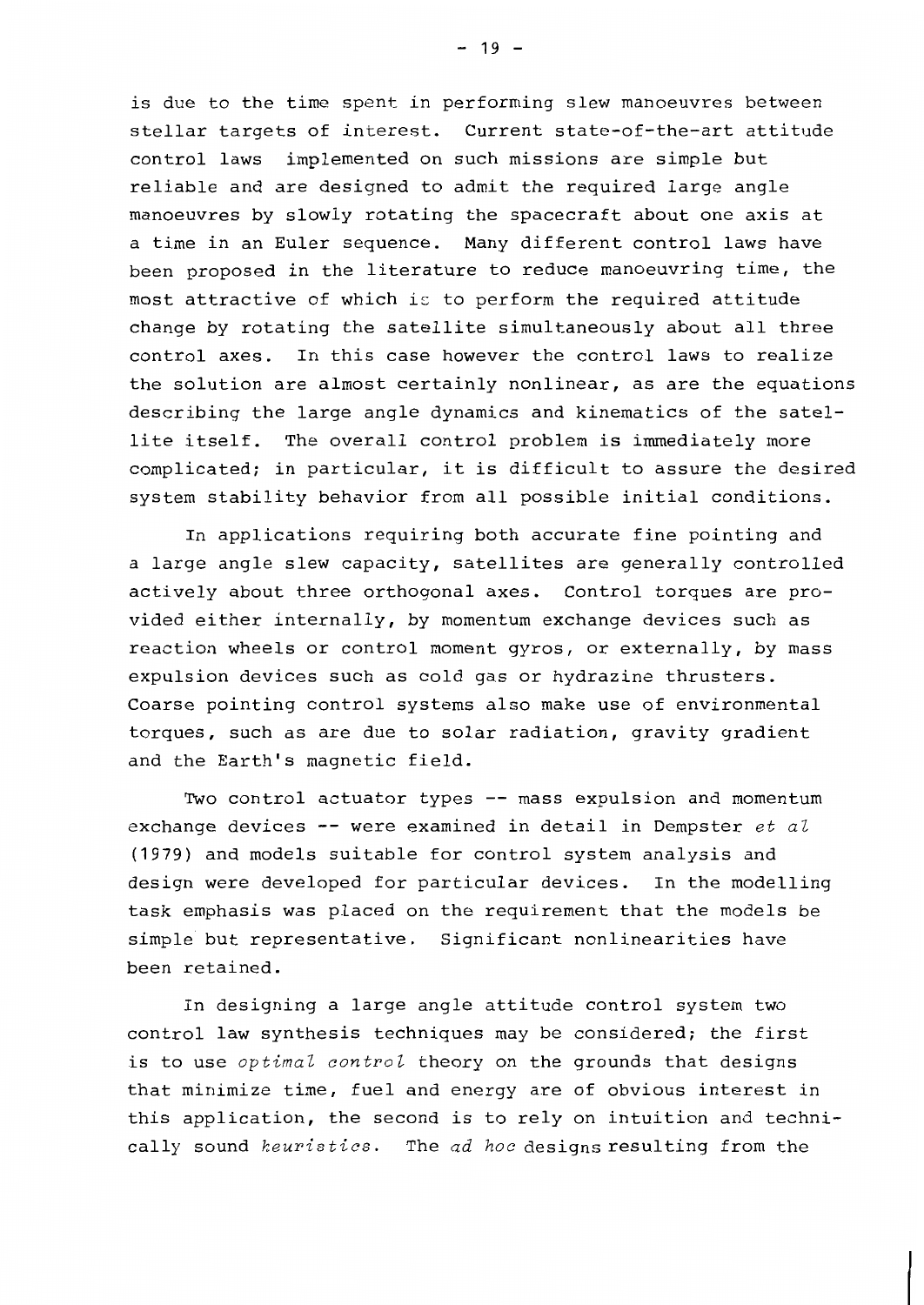is due to the time spent in performing slew manoeuvres between stellar targets of interest. Current state-of-the-art attitude control laws implemented on such missions are simple but reliable and are designed to admit the required large angle manoeuvres by slowly rotating the spacecraft about one axis at a time in an Euler sequence. Many different control laws have been proposed in the literature to reduce manoeuvring time, the most attractive of which is to perform the required attitude change by rotating the satellite simultaneously about all three control axes. In this case however the control laws to realize the solution are almost certainly nonlinear, as are the equations describing the large angle dynamics and kinematics of the satellite itself. The overall control problem is immediately more complicated; in particular, it is difficult to assure the desired system stability behavior from all possible initial conditions.

In applications requiring both accurate fine pointing and a large angle slew capacity, satellites are generally controlled actively about three orthogonal axes. Control torques are provided either internally, by momentum exchange devices such as reaction wheels or control moment gyros, or externally, by mass expulsion devices such as cold gas or hydrazine thrusters. Coarse pointing control systems also make use of environmental torques, such as are due to solar radiation, gravity gradient and the Earth's magnetic field.

Two control actuator types -- mass expulsion and momentum exchange devices -- were examined in detail in Dempster *et al* (1979) and models suitable for control system analysis and design were developed for particular devices. In the modelling task emphasis was placed on the requirement that the models be simple but representative. Significant nonlinearities have been retained.

In designing a large angle attitude control system two control law synthesis techniques may be considered; the first is to use *optimal control* theory on the grounds that designs that minimize time, fuel and energy are of obvious interest in this application, the second is to rely on intuition and technically sound *heuristics*. The *ad hoc* designs resulting from the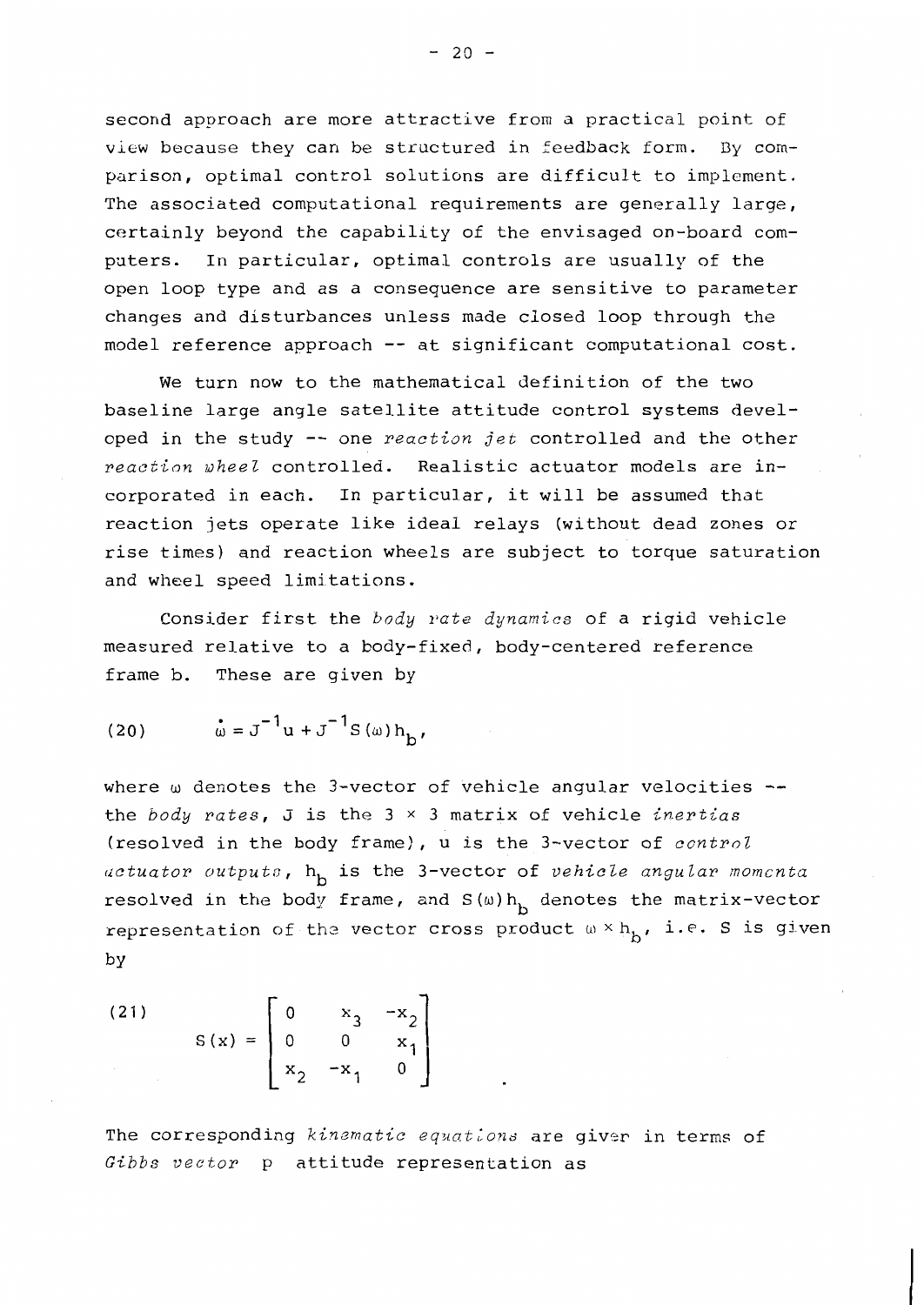second approach are more attractive from a practical point of view because they can be structured in feedback form. By comparison, optimal control solutions are difficult to implement. The associated computational requirements are generally large, certainly beyond the capability of the envisaged on-board computers. In particular, optimal controls are usually of the open loop type and as a consequence are sensitive to parameter changes and disturbances unless made closed loop through the model reference approach -- at significant computational cost.

We turn now to the mathematical definition of the two baseline large angle satellite attitude control systems developed in the study -- one *reaction jet* controlled and the other *reaction wheel* controlled. Realistic actuator models are incorporated in each. In particular, it will be assumed that reaction jets operate like ideal relays (without dead zones or rise times) and reaction wheels are subject to torque saturation and wheel speed limitations.

Consider first the *body rate dynamics* of a rigid vehicle measured relative to a body-fixed, body-centered reference frame b. These are given by

$$\dot{\omega} = J^{-1}u + J^{-1}S(\omega)h_b, \tag{20}$$

where $\omega$ denotes the 3-vector of vehicle angular velocities -- the *body rates*, J is the $3 \times 3$ matrix of vehicle *inertias* (resolved in the body frame), u is the 3-vector of *control actuator outputs*, $h_b$ is the 3-vector of *vehicle angular momenta* resolved in the body frame, and $S(\omega)h_b$ denotes the matrix-vector representation of the vector cross product $\omega \times h_b$, i.e. S is given by

$$S(x) = \begin{bmatrix} 0 & x_3 & -x_2 \\ 0 & 0 & x_1 \\ x_2 & -x_1 & 0 \end{bmatrix} \tag{21}$$

The corresponding *kinematic equations* are given in terms of *Gibbs vector* p attitude representation as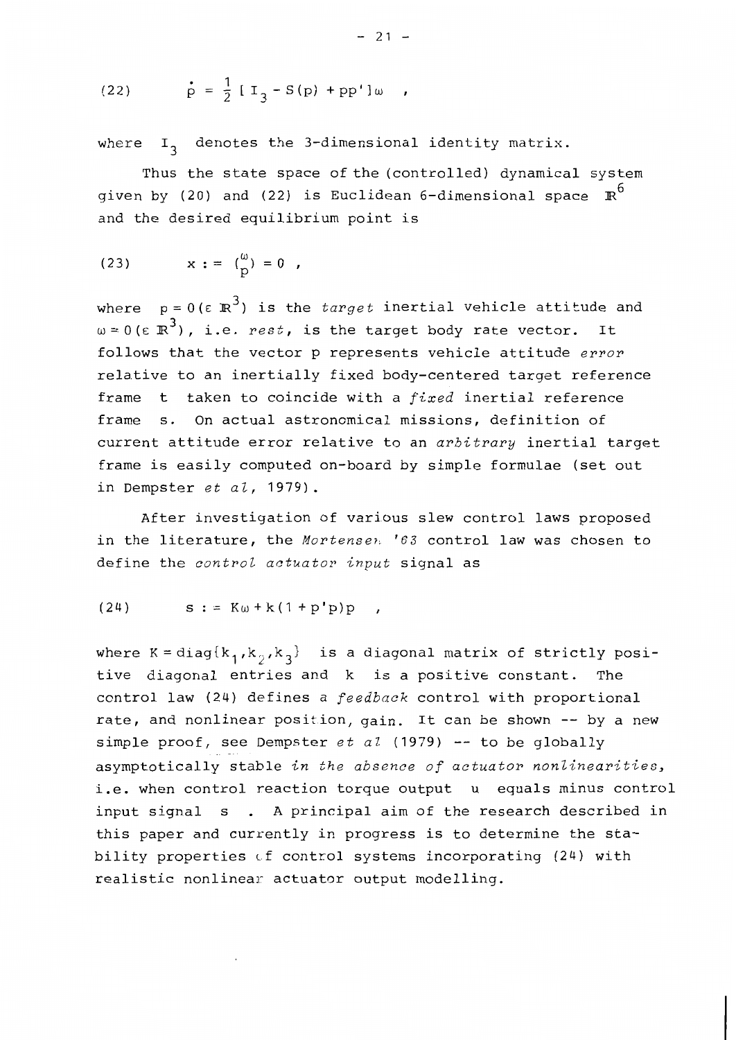$$(22) \qquad \dot{p} = \frac{1}{2}\,[\,I_3 - S(p) + pp'\,]\,\omega \quad ,$$

where $I_3$ denotes the 3-dimensional identity matrix.

Thus the state space of the (controlled) dynamical system given by (20) and (22) is Euclidean 6-dimensional space $\mathbb{R}^6$ and the desired equilibrium point is

$$(23) \qquad x := \binom{\omega}{p} = 0 \ ,$$

where $p = 0\,(\in \mathbb{R}^3)$ is the *target* inertial vehicle attitude and $\omega = 0\,(\in \mathbb{R}^3)$, i.e. *rest*, is the target body rate vector. It follows that the vector p represents vehicle attitude *error* relative to an inertially fixed body-centered target reference frame t taken to coincide with a *fixed* inertial reference frame s. On actual astronomical missions, definition of current attitude error relative to an *arbitrary* inertial target frame is easily computed on-board by simple formulae (set out in Dempster *et al*, 1979).

After investigation of various slew control laws proposed in the literature, the *Mortensen '63* control law was chosen to define the *control actuator input* signal as

$$(24) \qquad s := K\omega + k(1 + p'p)p \quad ,$$

where $K = \mathrm{diag}\{k_1, k_2, k_3\}$ is a diagonal matrix of strictly positive diagonal entries and k is a positive constant. The control law (24) defines a *feedback* control with proportional rate, and nonlinear position, gain. It can be shown -- by a new simple proof, see Dempster *et al* (1979) -- to be globally asymptotically stable *in the absence of actuator nonlinearities*, i.e. when control reaction torque output u equals minus control input signal s . A principal aim of the research described in this paper and currently in progress is to determine the stability properties of control systems incorporating (24) with realistic nonlinear actuator output modelling.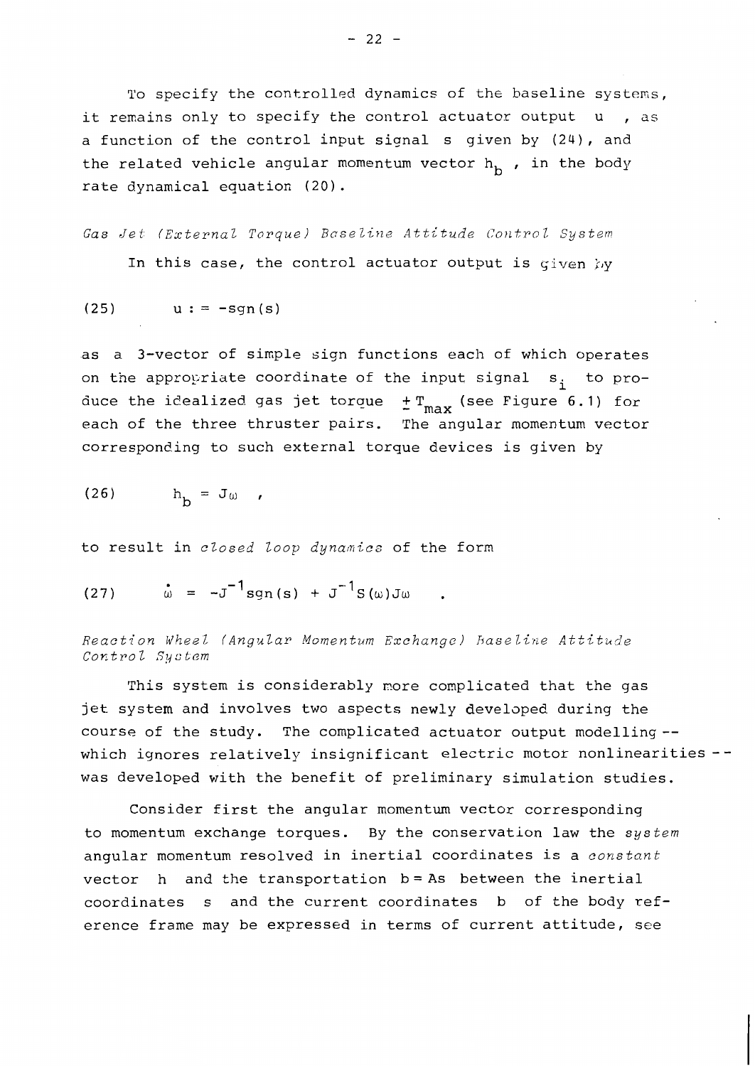To specify the controlled dynamics of the baseline systems, it remains only to specify the control actuator output $u$ , as a function of the control input signal $s$ given by (24), and the related vehicle angular momentum vector $h_b$ , in the body rate dynamical equation (20).

*Gas Jet (External Torque) Baseline Attitude Control System*

In this case, the control actuator output is given by

$$(25) \qquad u := -\text{sgn}(s)$$

as a 3-vector of simple sign functions each of which operates on the appropriate coordinate of the input signal $s_i$ to produce the idealized gas jet torque $\pm T_{max}$ (see Figure 6.1) for each of the three thruster pairs. The angular momentum vector corresponding to such external torque devices is given by

$$(26) \qquad h_b = J\omega \quad ,$$

to result in *closed loop dynamics* of the form

$$(27) \qquad \dot{\omega} = -J^{-1}\text{sgn}(s) + J^{-1}S(\omega)J\omega \quad .$$

*Reaction Wheel (Angular Momentum Exchange) Baseline Attitude Control System*

This system is considerably more complicated that the gas jet system and involves two aspects newly developed during the course of the study. The complicated actuator output modelling -- which ignores relatively insignificant electric motor nonlinearities -- was developed with the benefit of preliminary simulation studies.

Consider first the angular momentum vector corresponding to momentum exchange torques. By the conservation law the *system* angular momentum resolved in inertial coordinates is a *constant* vector $h$ and the transportation $b = As$ between the inertial coordinates $s$ and the current coordinates $b$ of the body reference frame may be expressed in terms of current attitude, see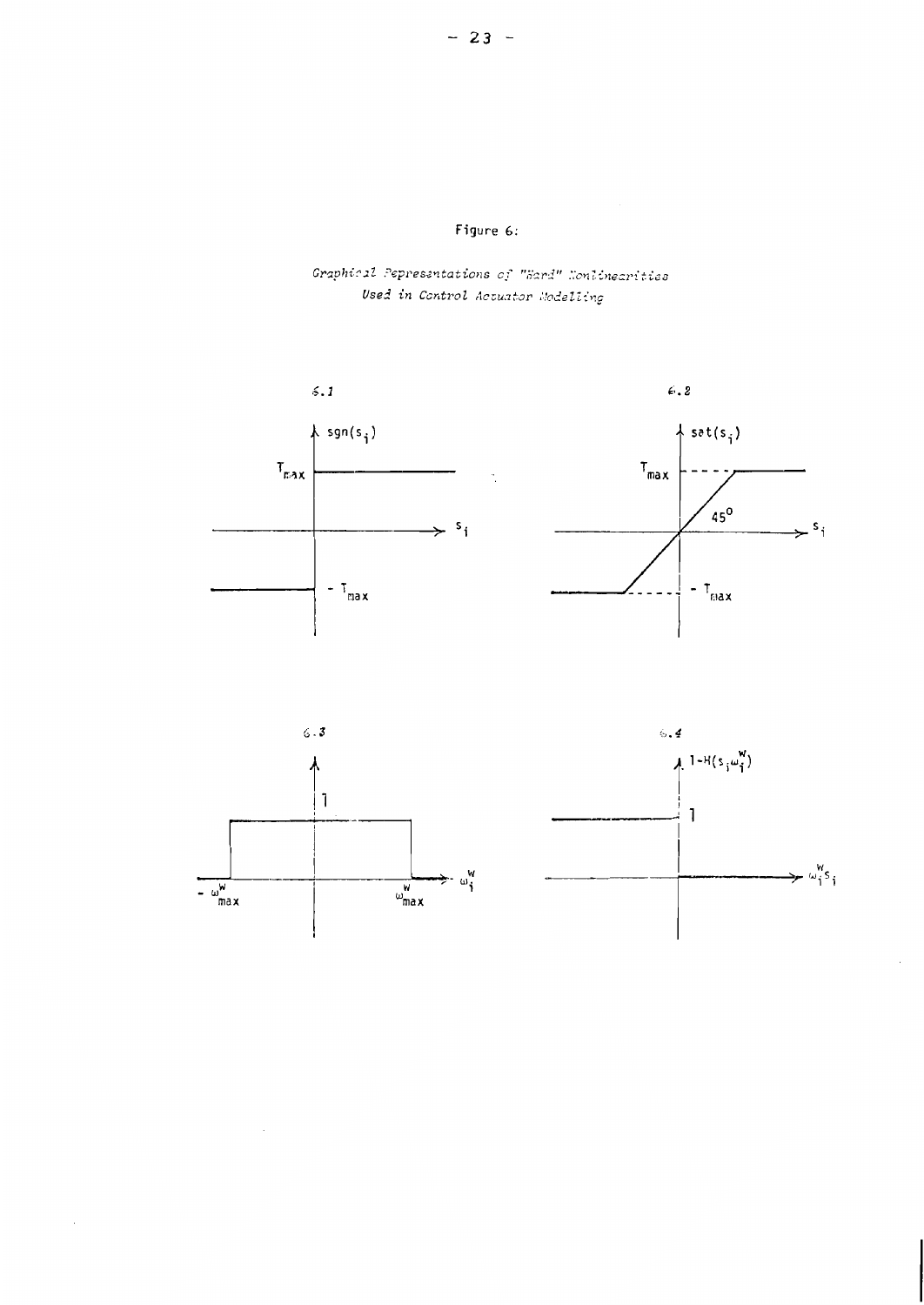Figure 6:

*Graphical Representations of "Hard" Nonlinearities Used in Control Actuator Modelling*

6.1

$\mathrm{sgn}(s_i)$

$T_{max}$

$s_i$

$-T_{max}$

6.2

$\mathrm{sat}(s_i)$

$T_{max}$

$45^0$

$s_i$

$-T_{max}$

6.3

1

$-\omega^W_{max}$

$\omega^W_{max}$

$\omega^W_i$

6.4

$1-H(s_i\omega^W_i)$

1

$\omega^W_i s_i$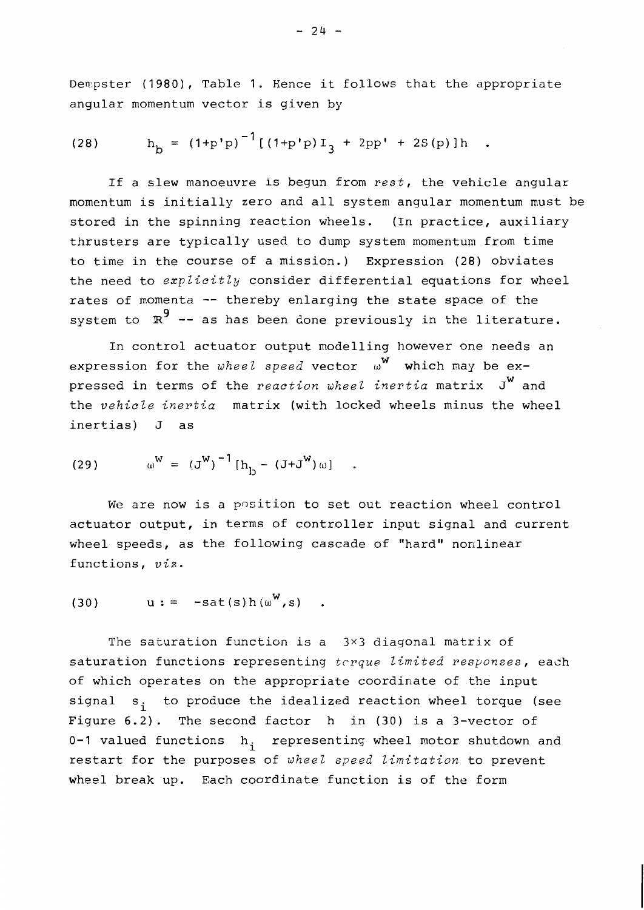Dempster (1980), Table 1. Hence it follows that the appropriate angular momentum vector is given by

$$(28) \qquad h_b = (1+p'p)^{-1}[(1+p'p)I_3 + 2pp' + 2S(p)]h \quad .$$

If a slew manoeuvre is begun from *rest*, the vehicle angular momentum is initially zero and all system angular momentum must be stored in the spinning reaction wheels. (In practice, auxiliary thrusters are typically used to dump system momentum from time to time in the course of a mission.) Expression (28) obviates the need to *explicitly* consider differential equations for wheel rates of momenta -- thereby enlarging the state space of the system to $\mathbb{R}^9$ -- as has been done previously in the literature.

In control actuator output modelling however one needs an expression for the *wheel speed* vector $\omega^W$ which may be expressed in terms of the *reaction wheel inertia* matrix $J^W$ and the *vehicle inertia* matrix (with locked wheels minus the wheel inertias) $J$ as

$$(29) \qquad \omega^W = (J^W)^{-1}[h_b - (J+J^W)\omega] \quad .$$

We are now is a position to set out reaction wheel control actuator output, in terms of controller input signal and current wheel speeds, as the following cascade of "hard" nonlinear functions, *viz*.

$$(30) \qquad u := -\mathrm{sat}(s)h(\omega^W,s) \quad .$$

The saturation function is a $3\times 3$ diagonal matrix of saturation functions representing *torque limited responses*, each of which operates on the appropriate coordinate of the input signal $s_i$ to produce the idealized reaction wheel torque (see Figure 6.2). The second factor $h$ in (30) is a 3-vector of 0-1 valued functions $h_i$ representing wheel motor shutdown and restart for the purposes of *wheel speed limitation* to prevent wheel break up. Each coordinate function is of the form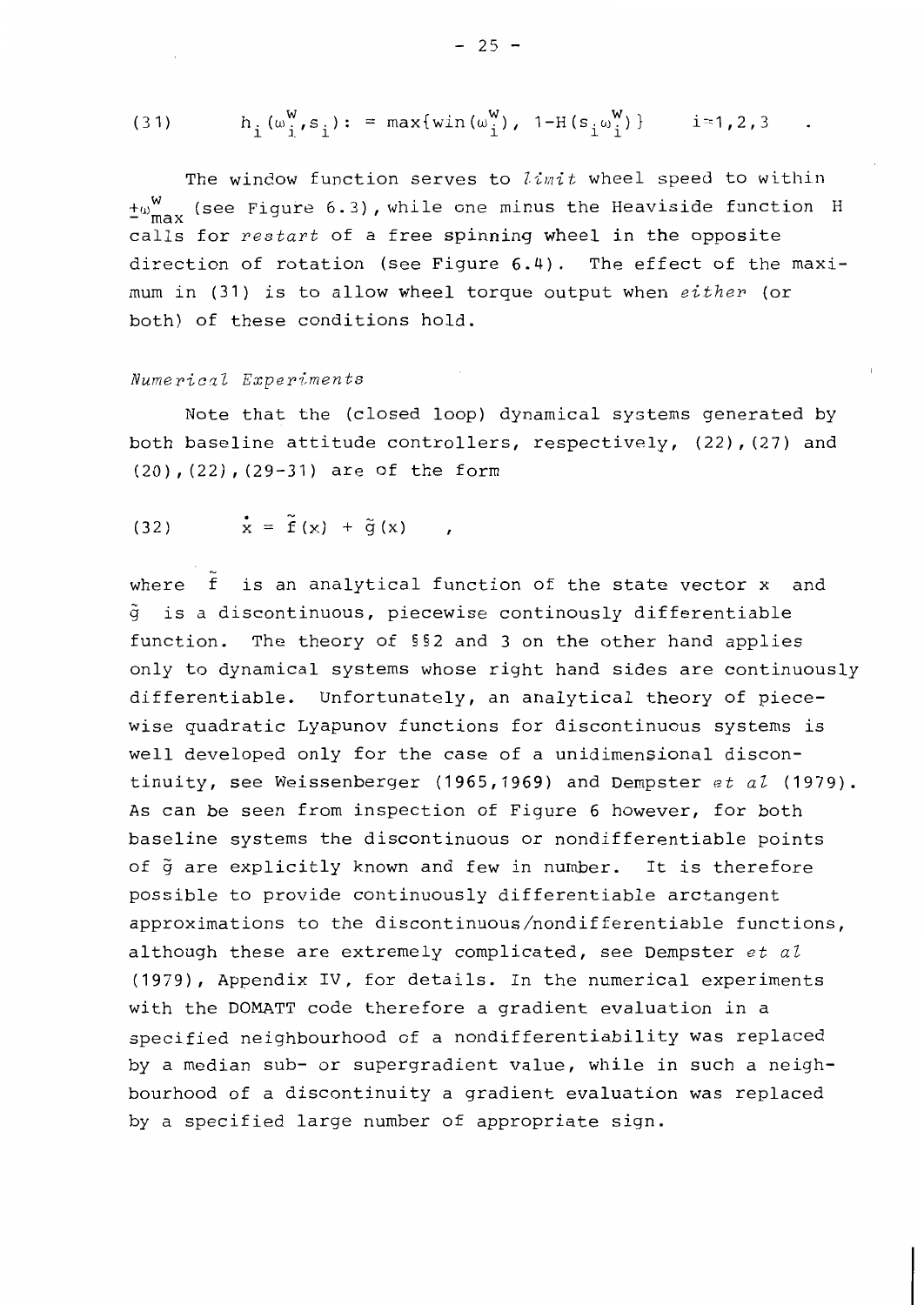$$(31) \qquad h_i(\omega_i^W, s_i) := \max\{\mathrm{win}(\omega_i^W),\ 1-H(s_i\omega_i^W)\} \qquad i=1,2,3 \quad .$$

The window function serves to *limit* wheel speed to within $\pm\omega_{max}^W$ (see Figure 6.3), while one minus the Heaviside function H calls for *restart* of a free spinning wheel in the opposite direction of rotation (see Figure 6.4). The effect of the maximum in (31) is to allow wheel torque output when *either* (or both) of these conditions hold.

*Numerical Experiments*

Note that the (closed loop) dynamical systems generated by both baseline attitude controllers, respectively, (22),(27) and (20),(22),(29-31) are of the form

$$(32) \qquad \dot{x} = \tilde{f}(x) + \tilde{g}(x) \quad ,$$

where $\tilde{f}$ is an analytical function of the state vector $x$ and $\tilde{g}$ is a discontinuous, piecewise continously differentiable function. The theory of §§2 and 3 on the other hand applies only to dynamical systems whose right hand sides are continuously differentiable. Unfortunately, an analytical theory of piecewise quadratic Lyapunov functions for discontinuous systems is well developed only for the case of a unidimensional discontinuity, see Weissenberger (1965,1969) and Dempster *et al* (1979). As can be seen from inspection of Figure 6 however, for both baseline systems the discontinuous or nondifferentiable points of $\tilde{g}$ are explicitly known and few in number. It is therefore possible to provide continuously differentiable arctangent approximations to the discontinuous/nondifferentiable functions, although these are extremely complicated, see Dempster *et al* (1979), Appendix IV, for details. In the numerical experiments with the DOMATT code therefore a gradient evaluation in a specified neighbourhood of a nondifferentiability was replaced by a median sub- or supergradient value, while in such a neighbourhood of a discontinuity a gradient evaluation was replaced by a specified large number of appropriate sign.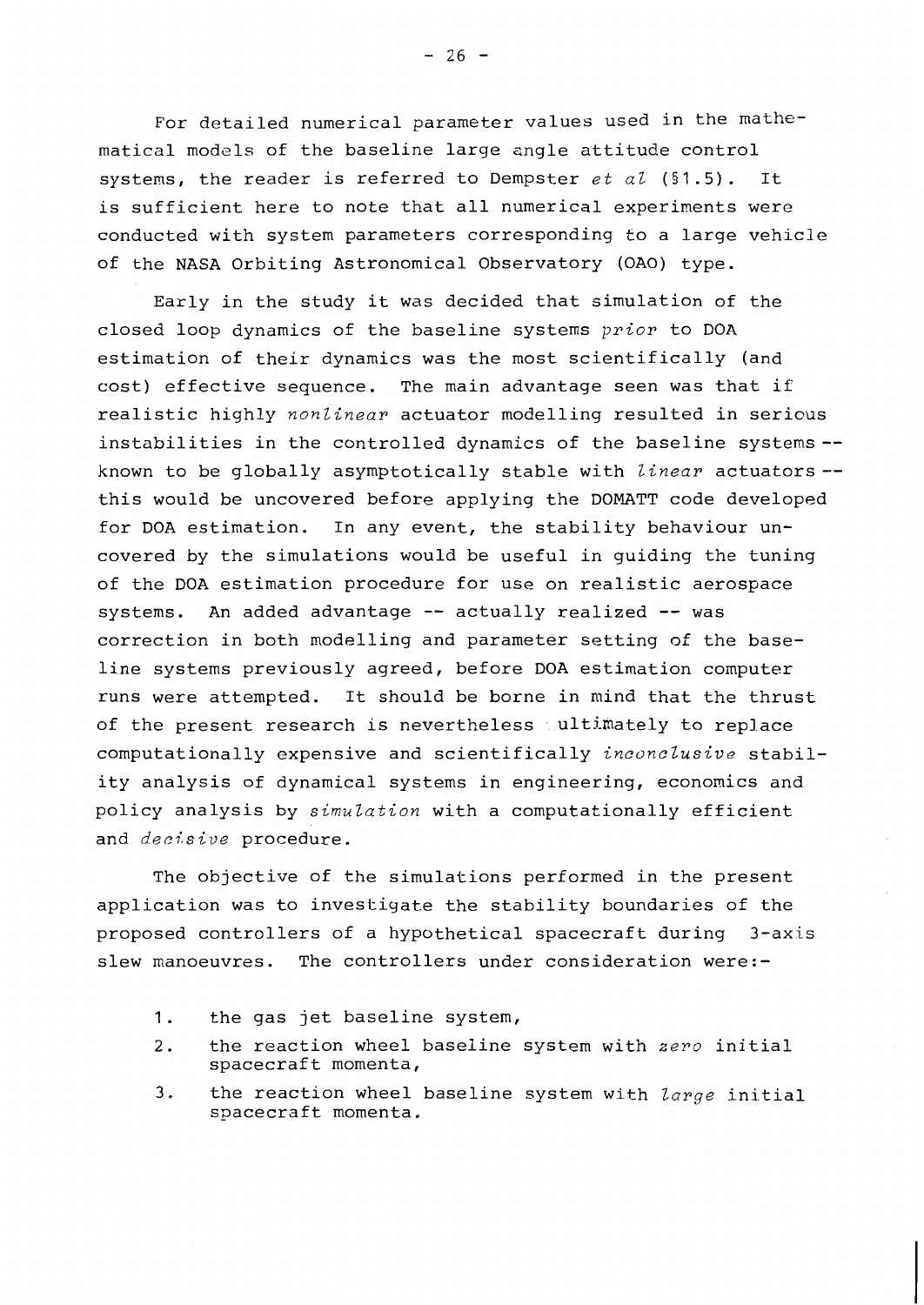For detailed numerical parameter values used in the mathematical models of the baseline large angle attitude control systems, the reader is referred to Dempster *et al* (§1.5). It is sufficient here to note that all numerical experiments were conducted with system parameters corresponding to a large vehicle of the NASA Orbiting Astronomical Observatory (OAO) type.

Early in the study it was decided that simulation of the closed loop dynamics of the baseline systems *prior* to DOA estimation of their dynamics was the most scientifically (and cost) effective sequence. The main advantage seen was that if realistic highly *nonlinear* actuator modelling resulted in serious instabilities in the controlled dynamics of the baseline systems -- known to be globally asymptotically stable with *linear* actuators -- this would be uncovered before applying the DOMATT code developed for DOA estimation. In any event, the stability behaviour uncovered by the simulations would be useful in guiding the tuning of the DOA estimation procedure for use on realistic aerospace systems. An added advantage -- actually realized -- was correction in both modelling and parameter setting of the baseline systems previously agreed, before DOA estimation computer runs were attempted. It should be borne in mind that the thrust of the present research is nevertheless ultimately to replace computationally expensive and scientifically *inconclusive* stability analysis of dynamical systems in engineering, economics and policy analysis by *simulation* with a computationally efficient and *decisive* procedure.

The objective of the simulations performed in the present application was to investigate the stability boundaries of the proposed controllers of a hypothetical spacecraft during 3-axis slew manoeuvres. The controllers under consideration were:-

1. the gas jet baseline system,
2. the reaction wheel baseline system with *zero* initial spacecraft momenta,
3. the reaction wheel baseline system with *large* initial spacecraft momenta.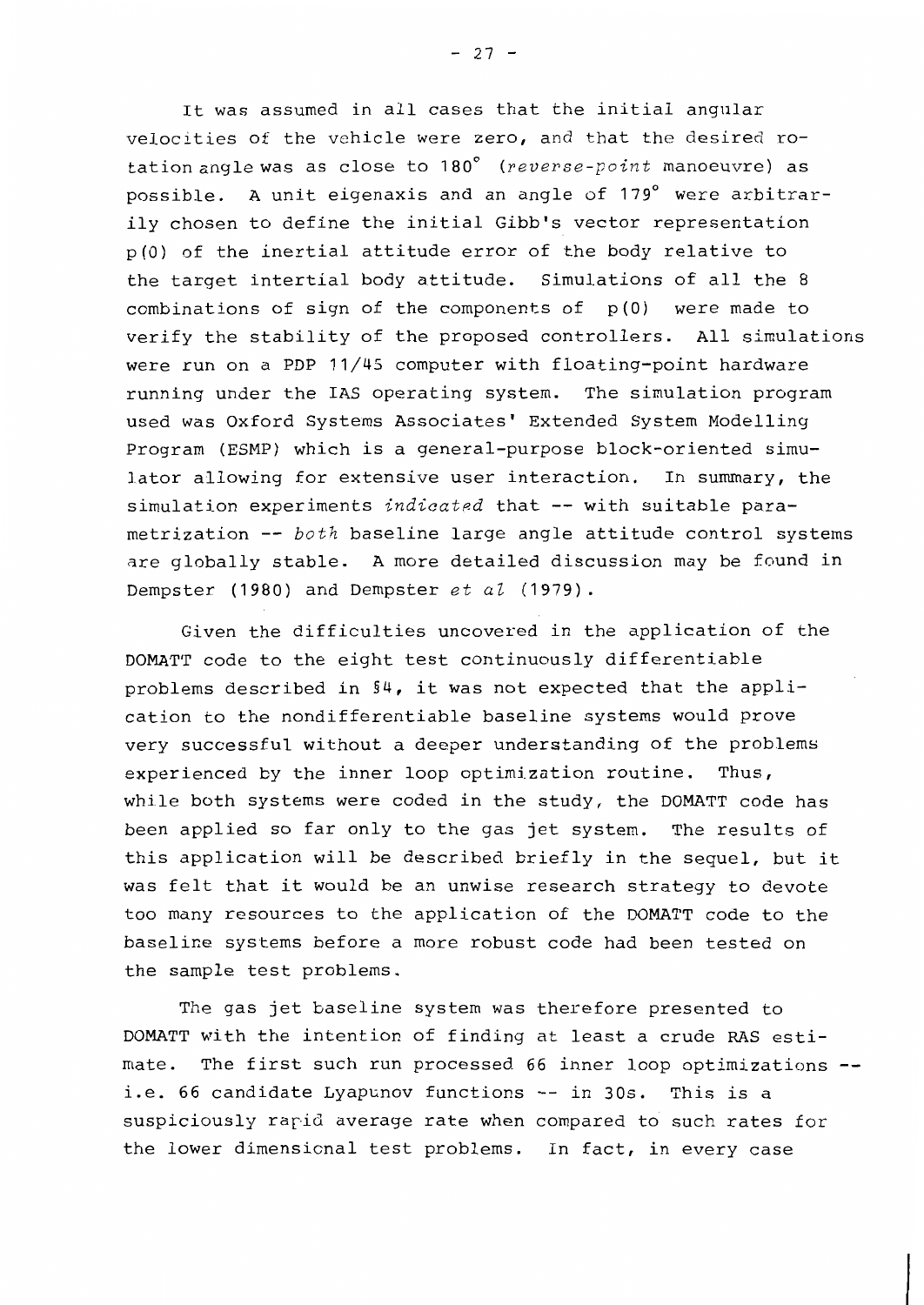It was assumed in all cases that the initial angular velocities of the vehicle were zero, and that the desired rotation angle was as close to 180° (*reverse-point* manoeuvre) as possible. A unit eigenaxis and an angle of 179° were arbitrarily chosen to define the initial Gibb's vector representation $p(0)$ of the inertial attitude error of the body relative to the target intertial body attitude. Simulations of all the 8 combinations of sign of the components of $p(0)$ were made to verify the stability of the proposed controllers. All simulations were run on a PDP 11/45 computer with floating-point hardware running under the IAS operating system. The simulation program used was Oxford Systems Associates' Extended System Modelling Program (ESMP) which is a general-purpose block-oriented simulator allowing for extensive user interaction. In summary, the simulation experiments *indicated* that -- with suitable parametrization -- *both* baseline large angle attitude control systems are globally stable. A more detailed discussion may be found in Dempster (1980) and Dempster *et al* (1979).

Given the difficulties uncovered in the application of the DOMATT code to the eight test continuously differentiable problems described in §4, it was not expected that the application to the nondifferentiable baseline systems would prove very successful without a deeper understanding of the problems experienced by the inner loop optimization routine. Thus, while both systems were coded in the study, the DOMATT code has been applied so far only to the gas jet system. The results of this application will be described briefly in the sequel, but it was felt that it would be an unwise research strategy to devote too many resources to the application of the DOMATT code to the baseline systems before a more robust code had been tested on the sample test problems.

The gas jet baseline system was therefore presented to DOMATT with the intention of finding at least a crude RAS estimate. The first such run processed 66 inner loop optimizations -- i.e. 66 candidate Lyapunov functions -- in 30s. This is a suspiciously rapid average rate when compared to such rates for the lower dimensional test problems. In fact, in every case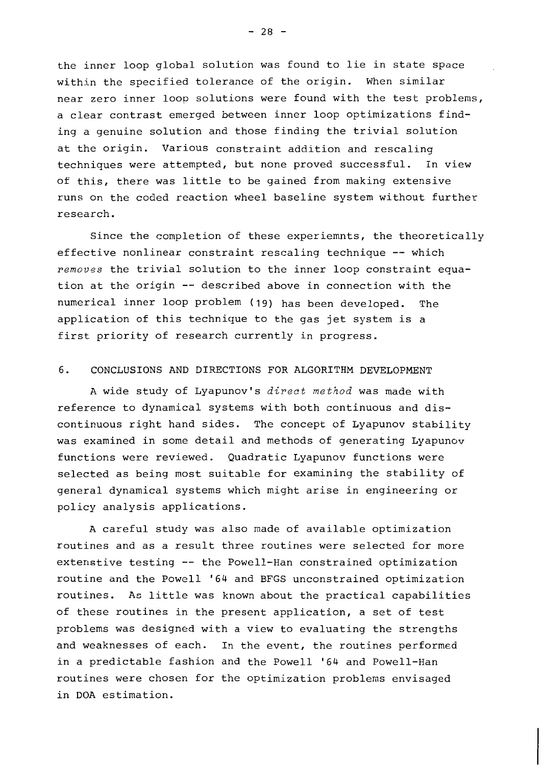the inner loop global solution was found to lie in state space within the specified tolerance of the origin. When similar near zero inner loop solutions were found with the test problems, a clear contrast emerged between inner loop optimizations finding a genuine solution and those finding the trivial solution at the origin. Various constraint addition and rescaling techniques were attempted, but none proved successful. In view of this, there was little to be gained from making extensive runs on the coded reaction wheel baseline system without further research.

Since the completion of these experiemnts, the theoretically effective nonlinear constraint rescaling technique -- which *removes* the trivial solution to the inner loop constraint equation at the origin -- described above in connection with the numerical inner loop problem (19) has been developed. The application of this technique to the gas jet system is a first priority of research currently in progress.

## 6. CONCLUSIONS AND DIRECTIONS FOR ALGORITHM DEVELOPMENT

A wide study of Lyapunov's *direct method* was made with reference to dynamical systems with both continuous and discontinuous right hand sides. The concept of Lyapunov stability was examined in some detail and methods of generating Lyapunov functions were reviewed. Quadratic Lyapunov functions were selected as being most suitable for examining the stability of general dynamical systems which might arise in engineering or policy analysis applications.

A careful study was also made of available optimization routines and as a result three routines were selected for more extenstive testing -- the Powell-Han constrained optimization routine and the Powell '64 and BFGS unconstrained optimization routines. As little was known about the practical capabilities of these routines in the present application, a set of test problems was designed with a view to evaluating the strengths and weaknesses of each. In the event, the routines performed in a predictable fashion and the Powell '64 and Powell-Han routines were chosen for the optimization problems envisaged in DOA estimation.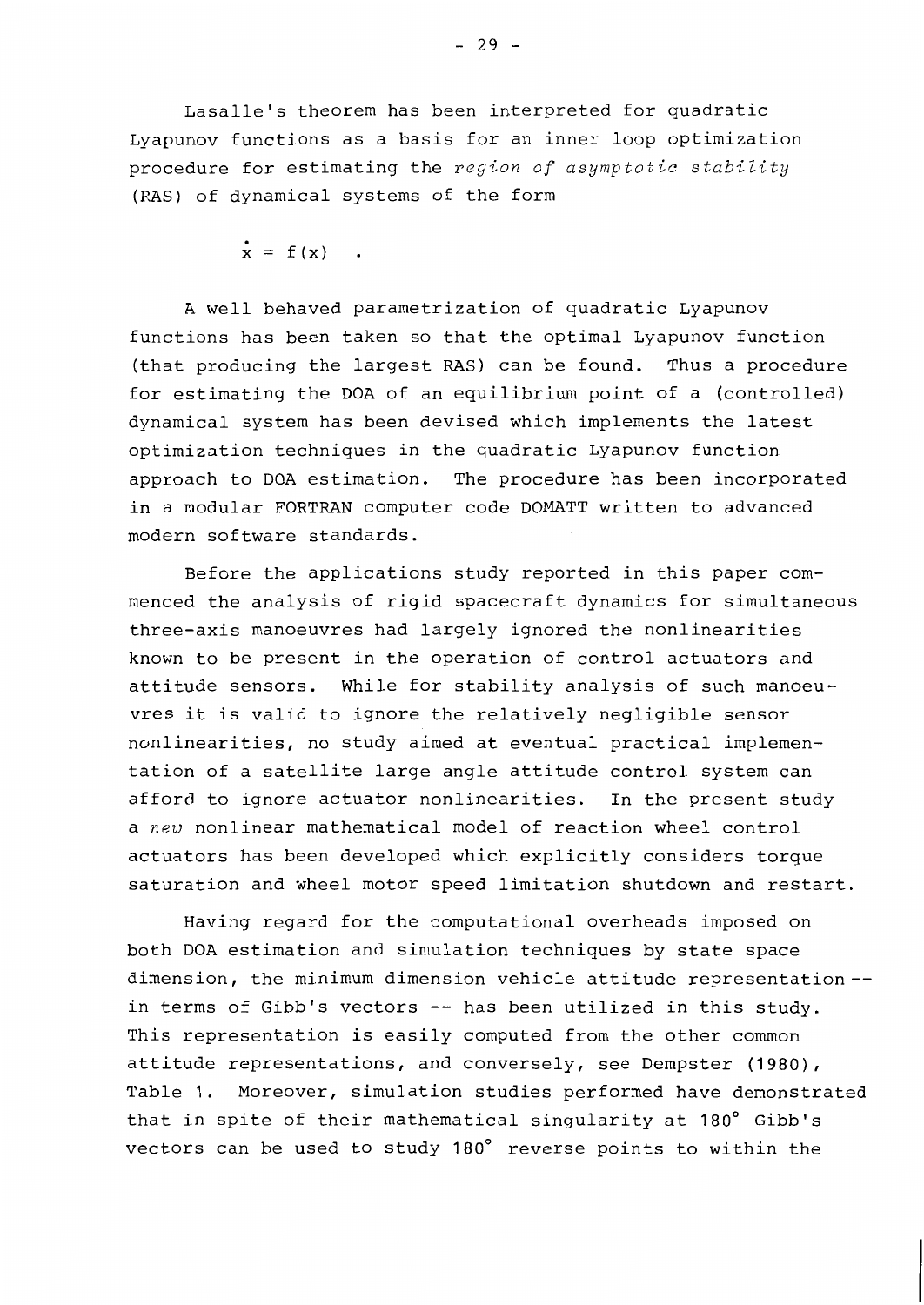Lasalle's theorem has been interpreted for quadratic Lyapunov functions as a basis for an inner loop optimization procedure for estimating the *region of asymptotic stability* (RAS) of dynamical systems of the form

$$\dot{x} = f(x) \quad .$$

A well behaved parametrization of quadratic Lyapunov functions has been taken so that the optimal Lyapunov function (that producing the largest RAS) can be found. Thus a procedure for estimating the DOA of an equilibrium point of a (controlled) dynamical system has been devised which implements the latest optimization techniques in the quadratic Lyapunov function approach to DOA estimation. The procedure has been incorporated in a modular FORTRAN computer code DOMATT written to advanced modern software standards.

Before the applications study reported in this paper commenced the analysis of rigid spacecraft dynamics for simultaneous three-axis manoeuvres had largely ignored the nonlinearities known to be present in the operation of control actuators and attitude sensors. While for stability analysis of such manoeuvres it is valid to ignore the relatively negligible sensor nonlinearities, no study aimed at eventual practical implementation of a satellite large angle attitude control system can afford to ignore actuator nonlinearities. In the present study a *new* nonlinear mathematical model of reaction wheel control actuators has been developed which explicitly considers torque saturation and wheel motor speed limitation shutdown and restart.

Having regard for the computational overheads imposed on both DOA estimation and simulation techniques by state space dimension, the minimum dimension vehicle attitude representation -- in terms of Gibb's vectors -- has been utilized in this study. This representation is easily computed from the other common attitude representations, and conversely, see Dempster (1980), Table 1. Moreover, simulation studies performed have demonstrated that in spite of their mathematical singularity at 180° Gibb's vectors can be used to study 180° reverse points to within the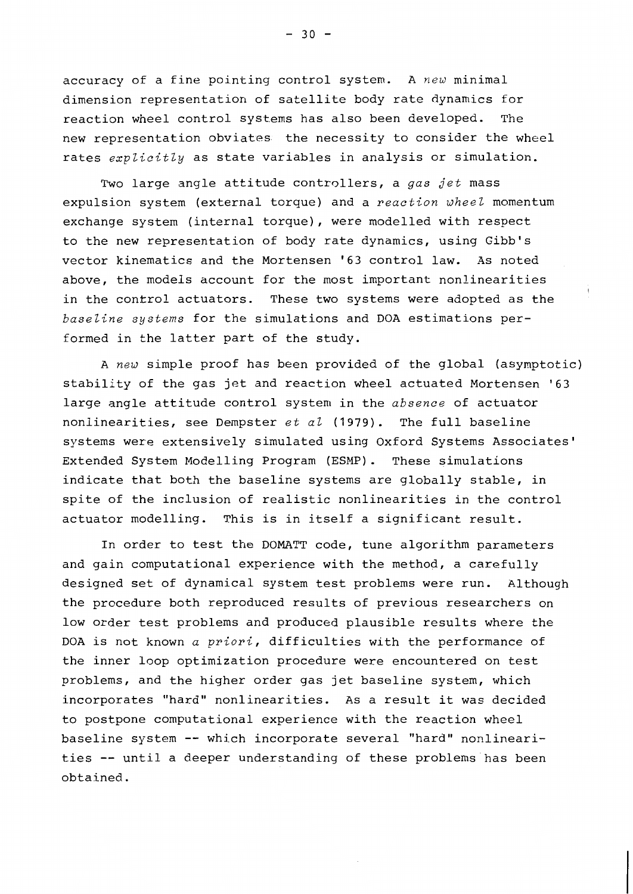accuracy of a fine pointing control system. A *new* minimal dimension representation of satellite body rate dynamics for reaction wheel control systems has also been developed. The new representation obviates the necessity to consider the wheel rates *explicitly* as state variables in analysis or simulation.

Two large angle attitude controllers, a *gas jet* mass expulsion system (external torque) and a *reaction wheel* momentum exchange system (internal torque), were modelled with respect to the new representation of body rate dynamics, using Gibb's vector kinematics and the Mortensen '63 control law. As noted above, the models account for the most important nonlinearities in the control actuators. These two systems were adopted as the *baseline systems* for the simulations and DOA estimations performed in the latter part of the study.

A *new* simple proof has been provided of the global (asymptotic) stability of the gas jet and reaction wheel actuated Mortensen '63 large angle attitude control system in the *absence* of actuator nonlinearities, see Dempster *et al* (1979). The full baseline systems were extensively simulated using Oxford Systems Associates' Extended System Modelling Program (ESMP). These simulations indicate that both the baseline systems are globally stable, in spite of the inclusion of realistic nonlinearities in the control actuator modelling. This is in itself a significant result.

In order to test the DOMATT code, tune algorithm parameters and gain computational experience with the method, a carefully designed set of dynamical system test problems were run. Although the procedure both reproduced results of previous researchers on low order test problems and produced plausible results where the DOA is not known *a priori*, difficulties with the performance of the inner loop optimization procedure were encountered on test problems, and the higher order gas jet baseline system, which incorporates "hard" nonlinearities. As a result it was decided to postpone computational experience with the reaction wheel baseline system -- which incorporate several "hard" nonlinearities -- until a deeper understanding of these problems has been obtained.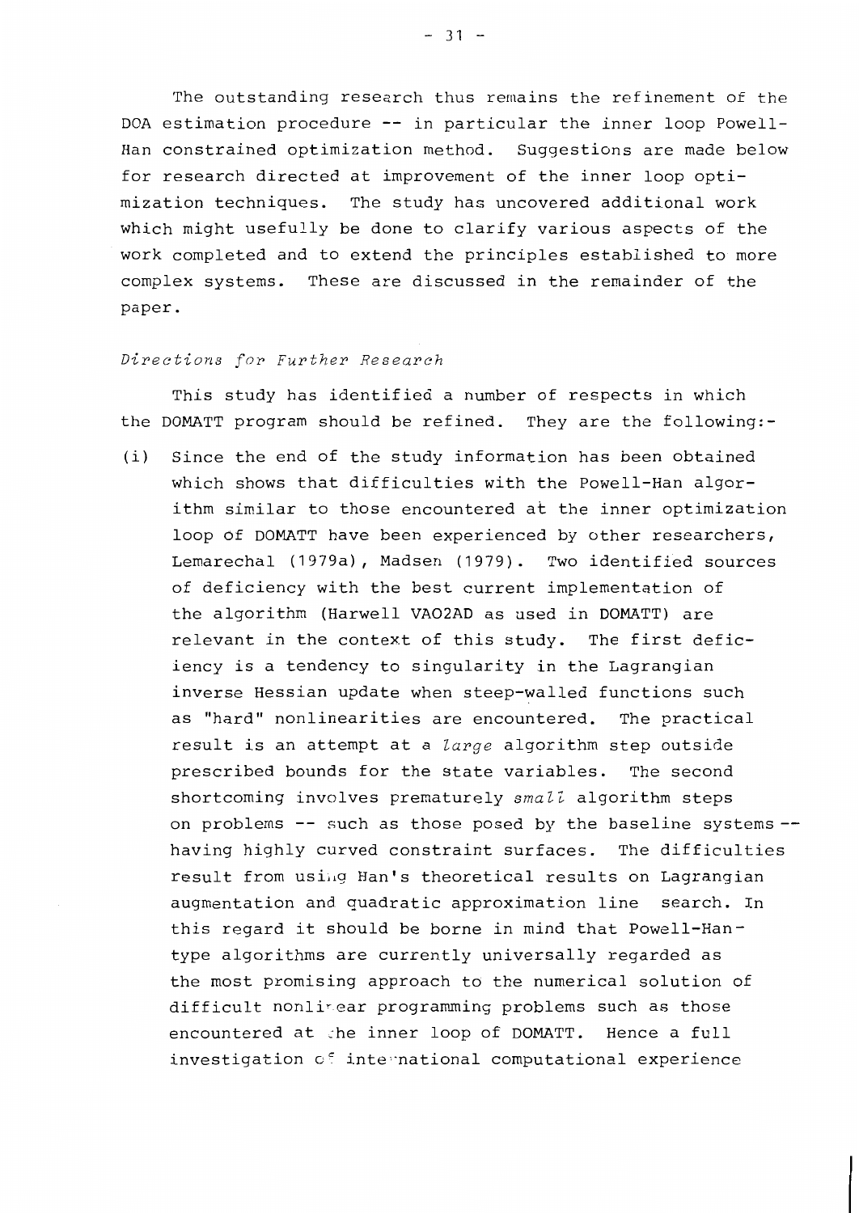The outstanding research thus remains the refinement of the DOA estimation procedure -- in particular the inner loop Powell-Han constrained optimization method. Suggestions are made below for research directed at improvement of the inner loop optimization techniques. The study has uncovered additional work which might usefully be done to clarify various aspects of the work completed and to extend the principles established to more complex systems. These are discussed in the remainder of the paper.

*Directions for Further Research*

This study has identified a number of respects in which the DOMATT program should be refined. They are the following:-

(i) Since the end of the study information has been obtained which shows that difficulties with the Powell-Han algorithm similar to those encountered at the inner optimization loop of DOMATT have been experienced by other researchers, Lemarechal (1979a), Madsen (1979). Two identified sources of deficiency with the best current implementation of the algorithm (Harwell VAO2AD as used in DOMATT) are relevant in the context of this study. The first deficiency is a tendency to singularity in the Lagrangian inverse Hessian update when steep-walled functions such as "hard" nonlinearities are encountered. The practical result is an attempt at a *large* algorithm step outside prescribed bounds for the state variables. The second shortcoming involves prematurely *small* algorithm steps on problems -- such as those posed by the baseline systems -- having highly curved constraint surfaces. The difficulties result from using Han's theoretical results on Lagrangian augmentation and quadratic approximation line search. In this regard it should be borne in mind that Powell-Han-type algorithms are currently universally regarded as the most promising approach to the numerical solution of difficult nonlinear programming problems such as those encountered at the inner loop of DOMATT. Hence a full investigation of international computational experience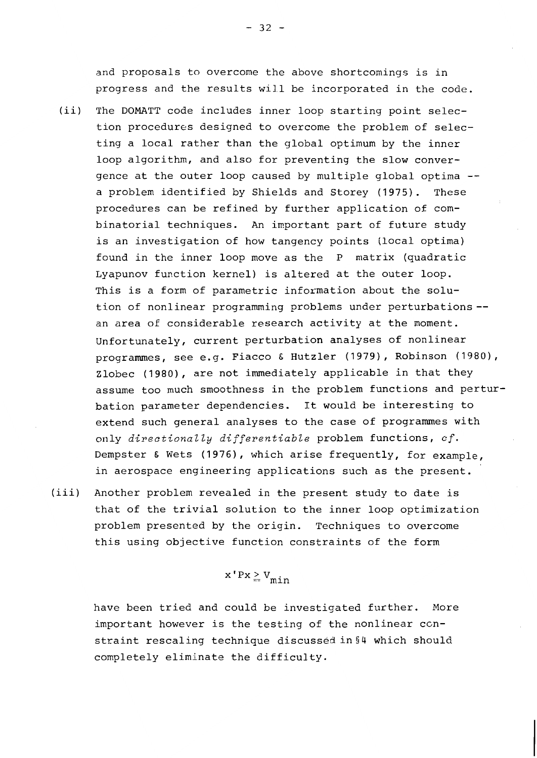and proposals to overcome the above shortcomings is in progress and the results will be incorporated in the code.

(ii) The DOMATT code includes inner loop starting point selection procedures designed to overcome the problem of selecting a local rather than the global optimum by the inner loop algorithm, and also for preventing the slow convergence at the outer loop caused by multiple global optima -- a problem identified by Shields and Storey (1975). These procedures can be refined by further application of combinatorial techniques. An important part of future study is an investigation of how tangency points (local optima) found in the inner loop move as the $P$ matrix (quadratic Lyapunov function kernel) is altered at the outer loop. This is a form of parametric information about the solution of nonlinear programming problems under perturbations -- an area of considerable research activity at the moment. Unfortunately, current perturbation analyses of nonlinear programmes, see e.g. Fiacco & Hutzler (1979), Robinson (1980), Zlobec (1980), are not immediately applicable in that they assume too much smoothness in the problem functions and perturbation parameter dependencies. It would be interesting to extend such general analyses to the case of programmes with only *directionally differentiable* problem functions, *cf.* Dempster & Wets (1976), which arise frequently, for example, in aerospace engineering applications such as the present.

(iii) Another problem revealed in the present study to date is that of the trivial solution to the inner loop optimization problem presented by the origin. Techniques to overcome this using objective function constraints of the form

$$x'Px \geq V_{min}$$

have been tried and could be investigated further. More important however is the testing of the nonlinear constraint rescaling technique discussed in §4 which should completely eliminate the difficulty.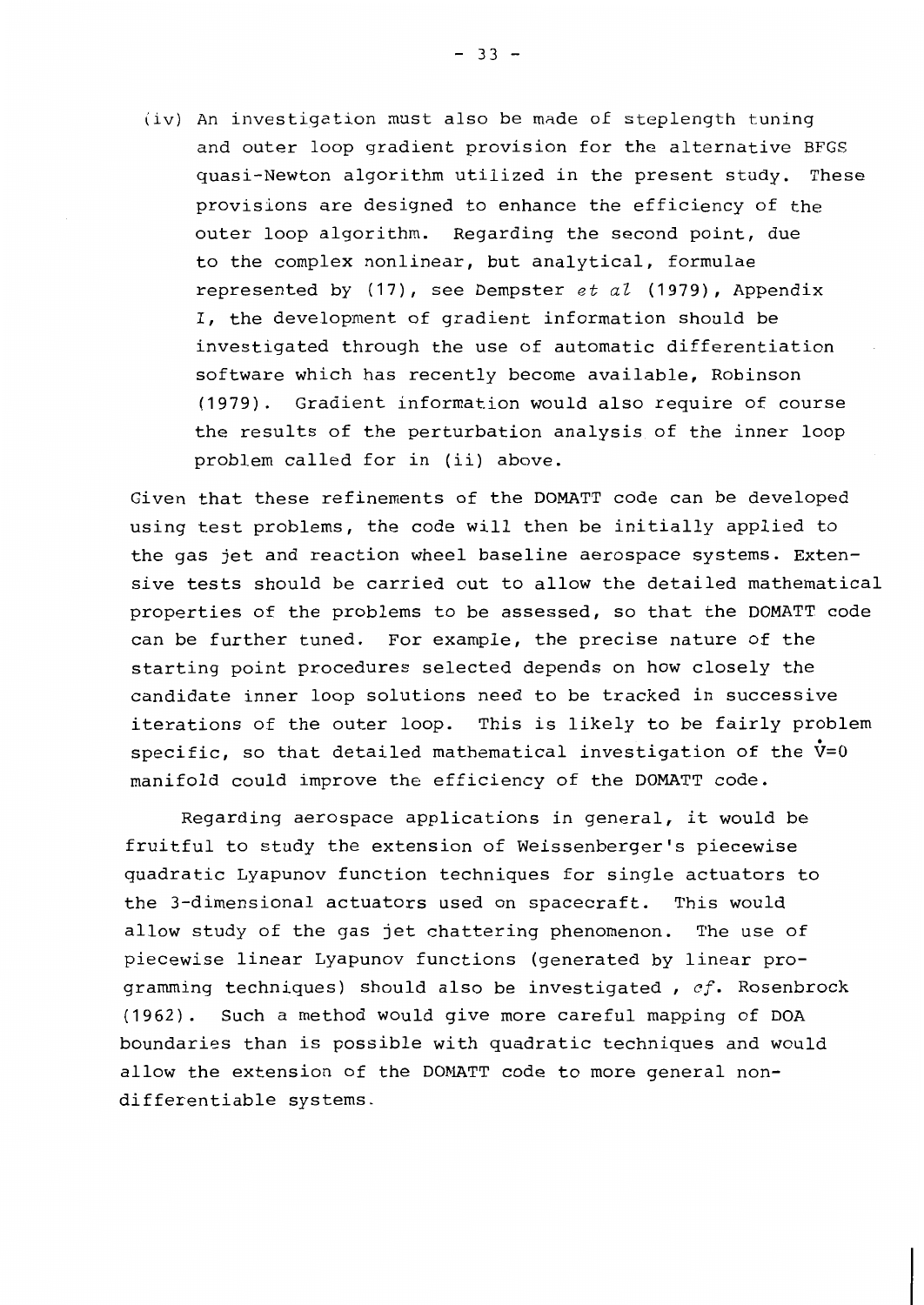(iv) An investigation must also be made of steplength tuning and outer loop gradient provision for the alternative BFGS quasi-Newton algorithm utilized in the present study. These provisions are designed to enhance the efficiency of the outer loop algorithm. Regarding the second point, due to the complex nonlinear, but analytical, formulae represented by (17), see Dempster *et al* (1979), Appendix I, the development of gradient information should be investigated through the use of automatic differentiation software which has recently become available, Robinson (1979). Gradient information would also require of course the results of the perturbation analysis of the inner loop problem called for in (ii) above.

Given that these refinements of the DOMATT code can be developed using test problems, the code will then be initially applied to the gas jet and reaction wheel baseline aerospace systems. Extensive tests should be carried out to allow the detailed mathematical properties of the problems to be assessed, so that the DOMATT code can be further tuned. For example, the precise nature of the starting point procedures selected depends on how closely the candidate inner loop solutions need to be tracked in successive iterations of the outer loop. This is likely to be fairly problem specific, so that detailed mathematical investigation of the $\dot{V}=0$ manifold could improve the efficiency of the DOMATT code.

Regarding aerospace applications in general, it would be fruitful to study the extension of Weissenberger's piecewise quadratic Lyapunov function techniques for single actuators to the 3-dimensional actuators used on spacecraft. This would allow study of the gas jet chattering phenomenon. The use of piecewise linear Lyapunov functions (generated by linear programming techniques) should also be investigated , *cf*. Rosenbrock (1962). Such a method would give more careful mapping of DOA boundaries than is possible with quadratic techniques and would allow the extension of the DOMATT code to more general non-differentiable systems.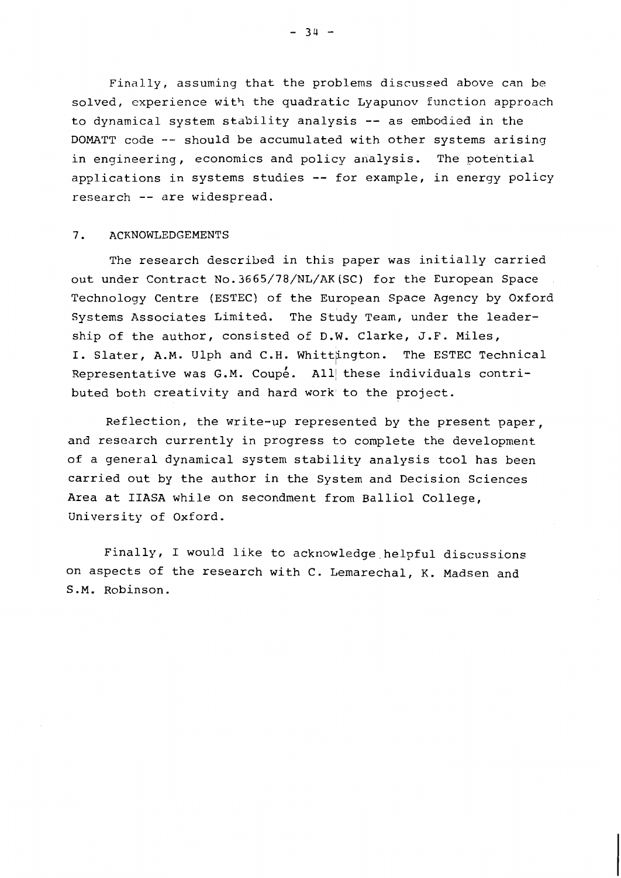Finally, assuming that the problems discussed above can be solved, experience with the quadratic Lyapunov function approach to dynamical system stability analysis -- as embodied in the DOMATT code -- should be accumulated with other systems arising in engineering, economics and policy analysis. The potential applications in systems studies -- for example, in energy policy research -- are widespread.

## 7. ACKNOWLEDGEMENTS

The research described in this paper was initially carried out under Contract No.3665/78/NL/AK(SC) for the European Space Technology Centre (ESTEC) of the European Space Agency by Oxford Systems Associates Limited. The Study Team, under the leadership of the author, consisted of D.W. Clarke, J.F. Miles, I. Slater, A.M. Ulph and C.H. Whittington. The ESTEC Technical Representative was G.M. Coupé. All these individuals contributed both creativity and hard work to the project.

Reflection, the write-up represented by the present paper, and research currently in progress to complete the development of a general dynamical system stability analysis tool has been carried out by the author in the System and Decision Sciences Area at IIASA while on secondment from Balliol College, University of Oxford.

Finally, I would like to acknowledge helpful discussions on aspects of the research with C. Lemarechal, K. Madsen and S.M. Robinson.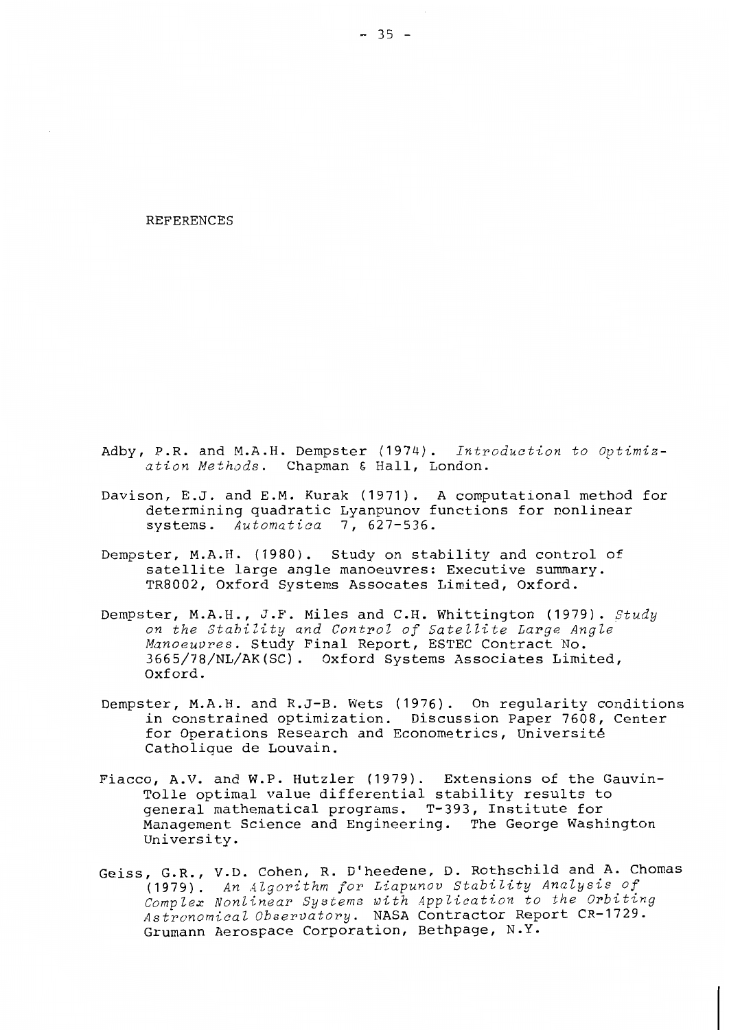# REFERENCES

Adby, P.R. and M.A.H. Dempster (1974). *Introduction to Optimization Methods*. Chapman & Hall, London.

Davison, E.J. and E.M. Kurak (1971). A computational method for determining quadratic Lyanpunov functions for nonlinear systems. *Automatica* 7, 627-536.

Dempster, M.A.H. (1980). Study on stability and control of satellite large angle manoeuvres: Executive summary. TR8002, Oxford Systems Assocates Limited, Oxford.

Dempster, M.A.H., J.F. Miles and C.H. Whittington (1979). *Study on the Stability and Control of Satellite Large Angle Manoeuvres*. Study Final Report, ESTEC Contract No. 3665/78/NL/AK(SC). Oxford Systems Associates Limited, Oxford.

Dempster, M.A.H. and R.J-B. Wets (1976). On regularity conditions in constrained optimization. Discussion Paper 7608, Center for Operations Research and Econometrics, Université Catholique de Louvain.

Fiacco, A.V. and W.P. Hutzler (1979). Extensions of the Gauvin-Tolle optimal value differential stability results to general mathematical programs. T-393, Institute for Management Science and Engineering. The George Washington University.

Geiss, G.R., V.D. Cohen, R. D'heedene, D. Rothschild and A. Chomas (1979). *An Algorithm for Liapunov Stability Analysis of Complex Nonlinear Systems with Application to the Orbiting Astronomical Observatory*. NASA Contractor Report CR-1729. Grumann Aerospace Corporation, Bethpage, N.Y.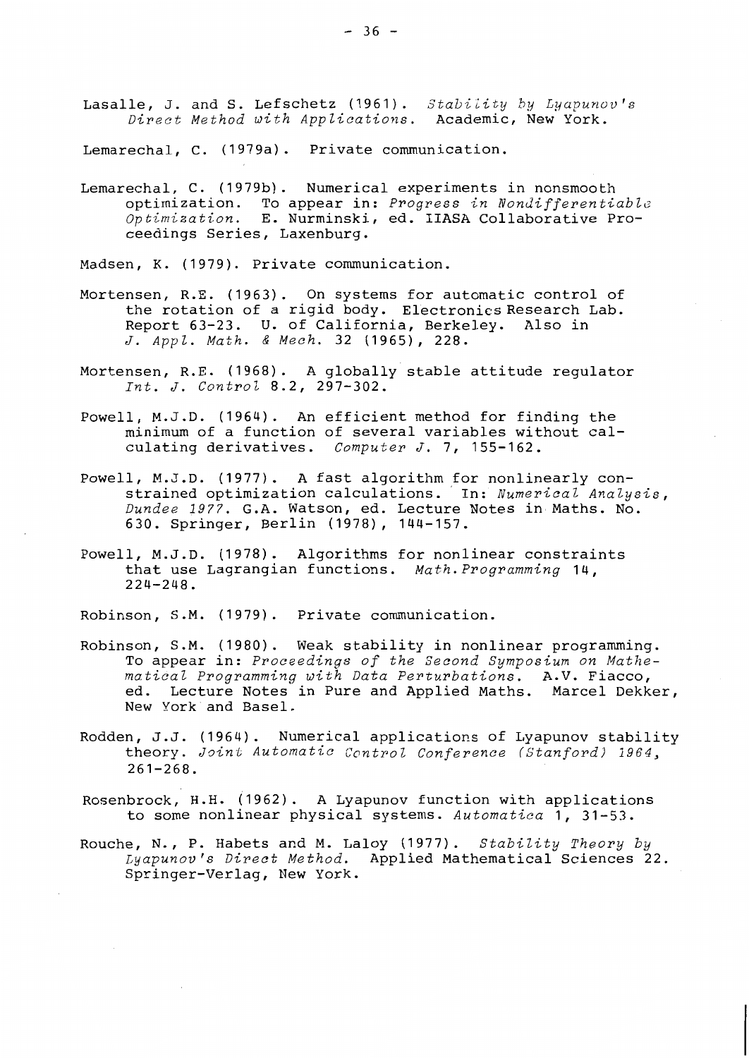Lasalle, J. and S. Lefschetz (1961). *Stability by Lyapunov's Direct Method with Applications*. Academic, New York.

Lemarechal, C. (1979a). Private communication.

Lemarechal, C. (1979b). Numerical experiments in nonsmooth optimization. To appear in: *Progress in Nondifferentiable Optimization*. E. Nurminski, ed. IIASA Collaborative Proceedings Series, Laxenburg.

Madsen, K. (1979). Private communication.

Mortensen, R.E. (1963). On systems for automatic control of the rotation of a rigid body. Electronics Research Lab. Report 63-23. U. of California, Berkeley. Also in *J. Appl. Math. & Mech.* 32 (1965), 228.

Mortensen, R.E. (1968). A globally stable attitude regulator *Int. J. Control* 8.2, 297-302.

Powell, M.J.D. (1964). An efficient method for finding the minimum of a function of several variables without calculating derivatives. *Computer J.* 7, 155-162.

Powell, M.J.D. (1977). A fast algorithm for nonlinearly constrained optimization calculations. In: *Numerical Analysis, Dundee 1977*. G.A. Watson, ed. Lecture Notes in Maths. No. 630. Springer, Berlin (1978), 144-157.

Powell, M.J.D. (1978). Algorithms for nonlinear constraints that use Lagrangian functions. *Math. Programming* 14, 224-248.

Robinson, S.M. (1979). Private communication.

Robinson, S.M. (1980). Weak stability in nonlinear programming. To appear in: *Proceedings of the Second Symposium on Mathematical Programming with Data Perturbations*. A.V. Fiacco, ed. Lecture Notes in Pure and Applied Maths. Marcel Dekker, New York and Basel.

Rodden, J.J. (1964). Numerical applications of Lyapunov stability theory. *Joint Automatic Control Conference (Stanford) 1964*, 261-268.

Rosenbrock, H.H. (1962). A Lyapunov function with applications to some nonlinear physical systems. *Automatica* 1, 31-53.

Rouche, N., P. Habets and M. Laloy (1977). *Stability Theory by Lyapunov's Direct Method*. Applied Mathematical Sciences 22. Springer-Verlag, New York.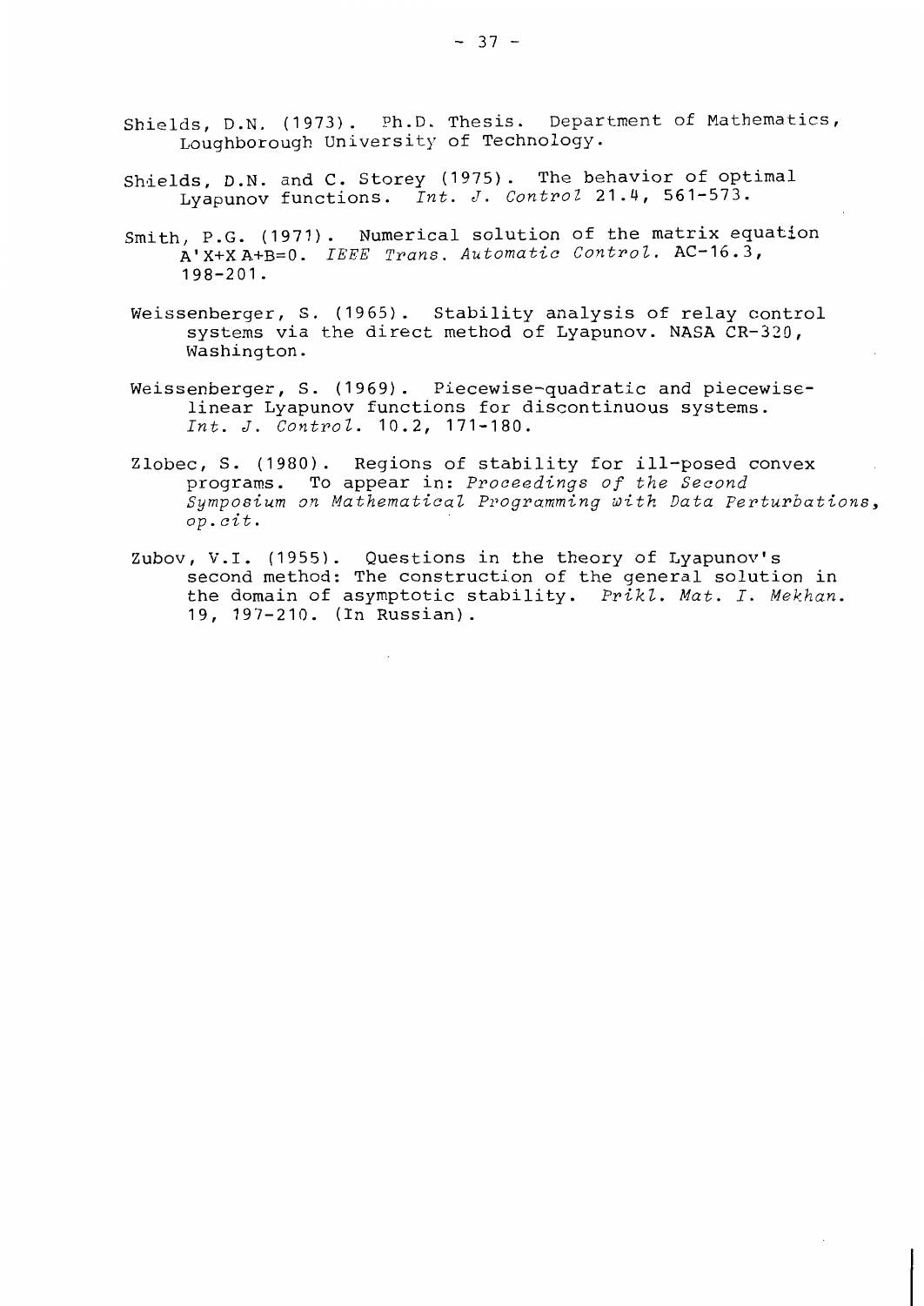Shields, D.N. (1973). Ph.D. Thesis. Department of Mathematics, Loughborough University of Technology.

Shields, D.N. and C. Storey (1975). The behavior of optimal Lyapunov functions. *Int. J. Control* 21.4, 561-573.

Smith, P.G. (1971). Numerical solution of the matrix equation $A'X+XA+B=0$. *IEEE Trans. Automatic Control.* AC-16.3, 198-201.

Weissenberger, S. (1965). Stability analysis of relay control systems via the direct method of Lyapunov. NASA CR-320, Washington.

Weissenberger, S. (1969). Piecewise-quadratic and piecewise-linear Lyapunov functions for discontinuous systems. *Int. J. Control.* 10.2, 171-180.

Zlobec, S. (1980). Regions of stability for ill-posed convex programs. To appear in: *Proceedings of the Second Symposium on Mathematical Programming with Data Perturbations, op.cit.*

Zubov, V.I. (1955). Questions in the theory of Lyapunov's second method: The construction of the general solution in the domain of asymptotic stability. *Prikl. Mat. I. Mekhan.* 19, 197-210. (In Russian).